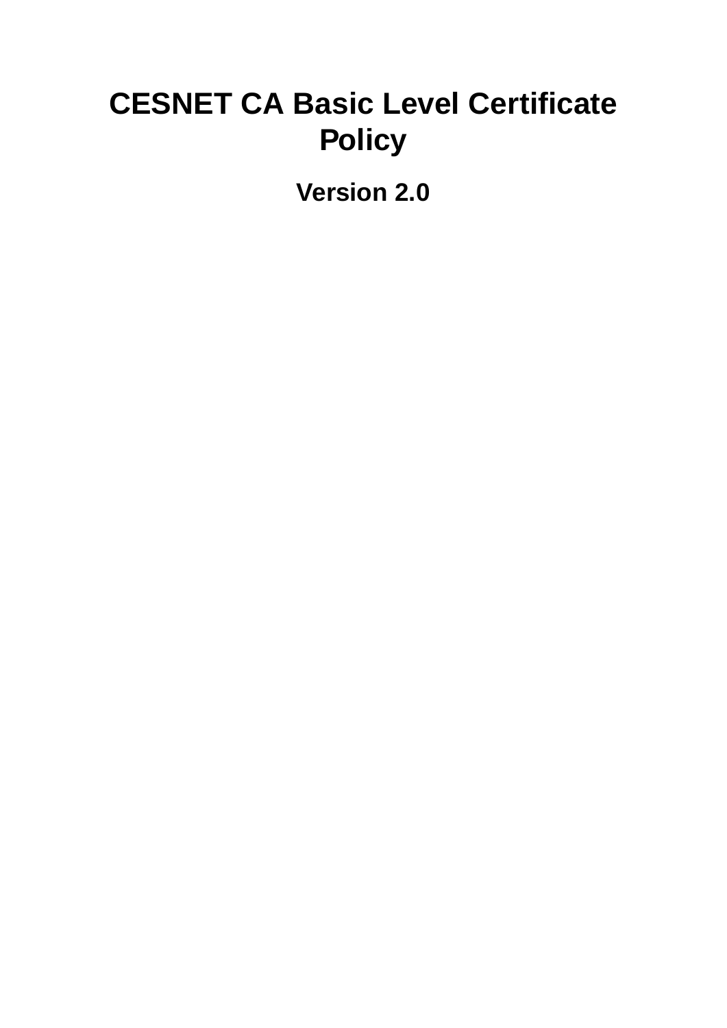# CESNET CA Basic Level Certificate Policy

**Version 2.0**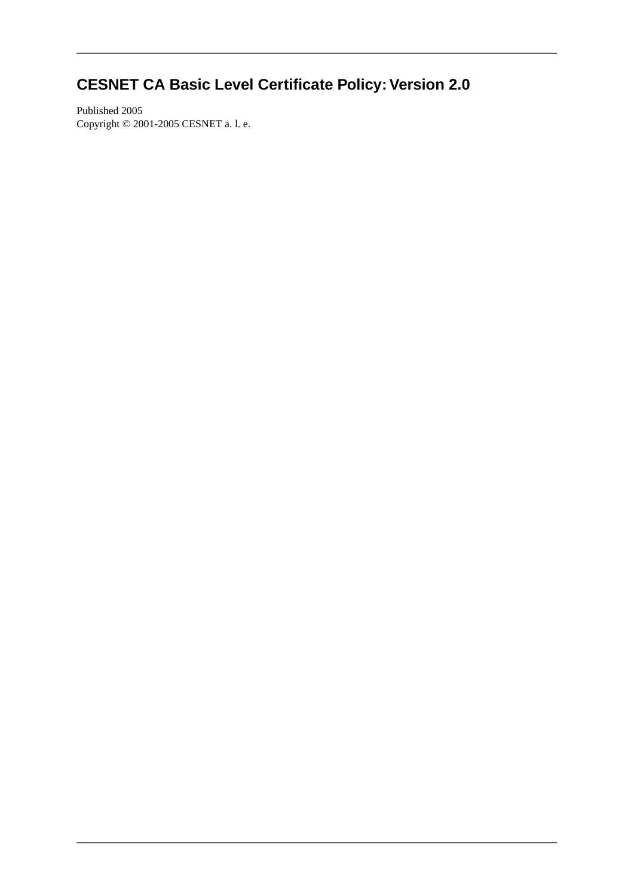# CESNET CA Basic Level Certificate Policy: Version 2.0

Published 2005
Copyright © 2001-2005 CESNET a. l. e.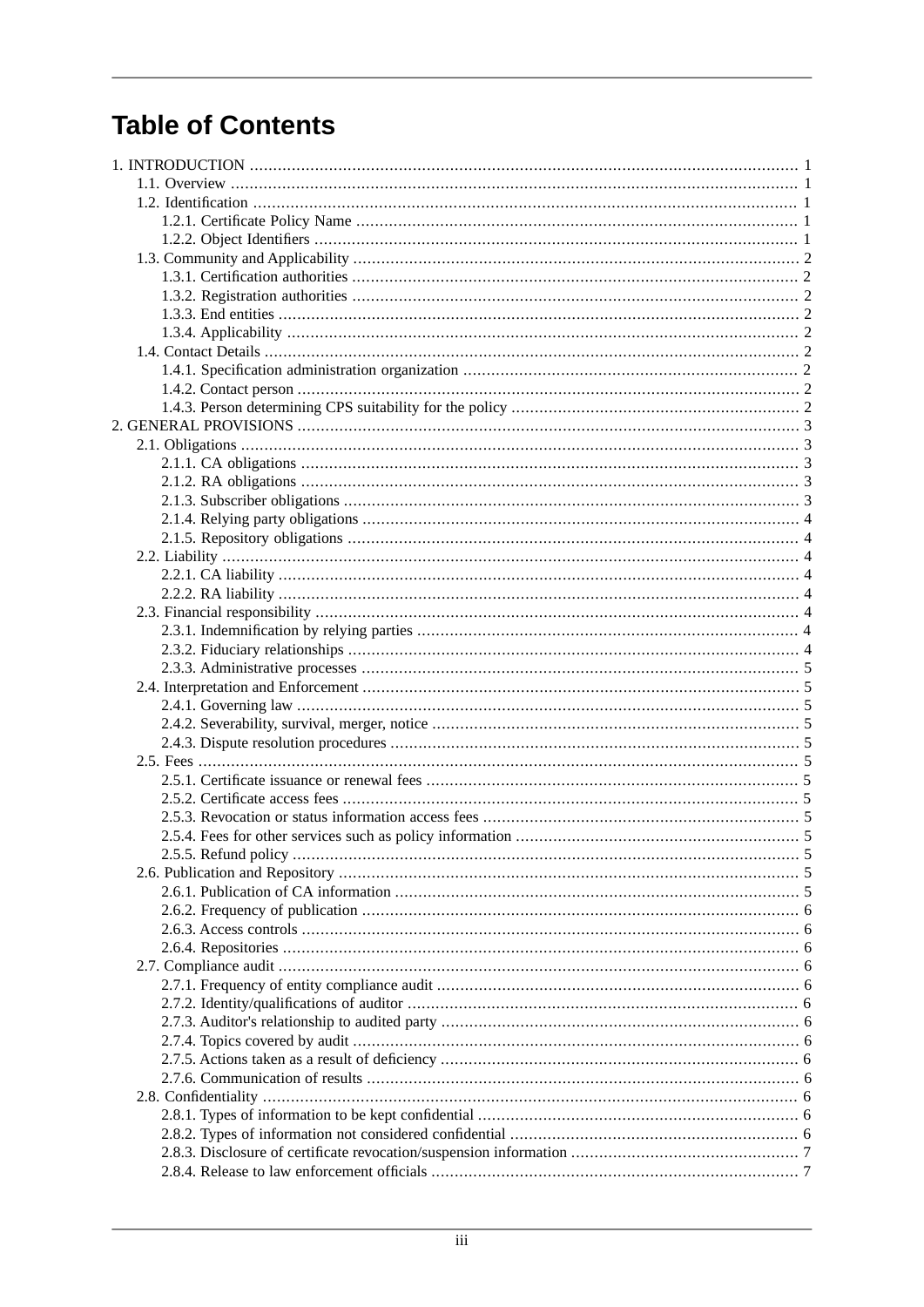# Table of Contents

- 1. INTRODUCTION ..... 1
  - 1.1. Overview ..... 1
  - 1.2. Identification ..... 1
    - 1.2.1. Certificate Policy Name ..... 1
    - 1.2.2. Object Identifiers ..... 1
  - 1.3. Community and Applicability ..... 2
    - 1.3.1. Certification authorities ..... 2
    - 1.3.2. Registration authorities ..... 2
    - 1.3.3. End entities ..... 2
    - 1.3.4. Applicability ..... 2
  - 1.4. Contact Details ..... 2
    - 1.4.1. Specification administration organization ..... 2
    - 1.4.2. Contact person ..... 2
    - 1.4.3. Person determining CPS suitability for the policy ..... 2
- 2. GENERAL PROVISIONS ..... 3
  - 2.1. Obligations ..... 3
    - 2.1.1. CA obligations ..... 3
    - 2.1.2. RA obligations ..... 3
    - 2.1.3. Subscriber obligations ..... 3
    - 2.1.4. Relying party obligations ..... 4
    - 2.1.5. Repository obligations ..... 4
  - 2.2. Liability ..... 4
    - 2.2.1. CA liability ..... 4
    - 2.2.2. RA liability ..... 4
  - 2.3. Financial responsibility ..... 4
    - 2.3.1. Indemnification by relying parties ..... 4
    - 2.3.2. Fiduciary relationships ..... 4
    - 2.3.3. Administrative processes ..... 5
  - 2.4. Interpretation and Enforcement ..... 5
    - 2.4.1. Governing law ..... 5
    - 2.4.2. Severability, survival, merger, notice ..... 5
    - 2.4.3. Dispute resolution procedures ..... 5
  - 2.5. Fees ..... 5
    - 2.5.1. Certificate issuance or renewal fees ..... 5
    - 2.5.2. Certificate access fees ..... 5
    - 2.5.3. Revocation or status information access fees ..... 5
    - 2.5.4. Fees for other services such as policy information ..... 5
    - 2.5.5. Refund policy ..... 5
  - 2.6. Publication and Repository ..... 5
    - 2.6.1. Publication of CA information ..... 5
    - 2.6.2. Frequency of publication ..... 6
    - 2.6.3. Access controls ..... 6
    - 2.6.4. Repositories ..... 6
  - 2.7. Compliance audit ..... 6
    - 2.7.1. Frequency of entity compliance audit ..... 6
    - 2.7.2. Identity/qualifications of auditor ..... 6
    - 2.7.3. Auditor's relationship to audited party ..... 6
    - 2.7.4. Topics covered by audit ..... 6
    - 2.7.5. Actions taken as a result of deficiency ..... 6
    - 2.7.6. Communication of results ..... 6
  - 2.8. Confidentiality ..... 6
    - 2.8.1. Types of information to be kept confidential ..... 6
    - 2.8.2. Types of information not considered confidential ..... 6
    - 2.8.3. Disclosure of certificate revocation/suspension information ..... 7
    - 2.8.4. Release to law enforcement officials ..... 7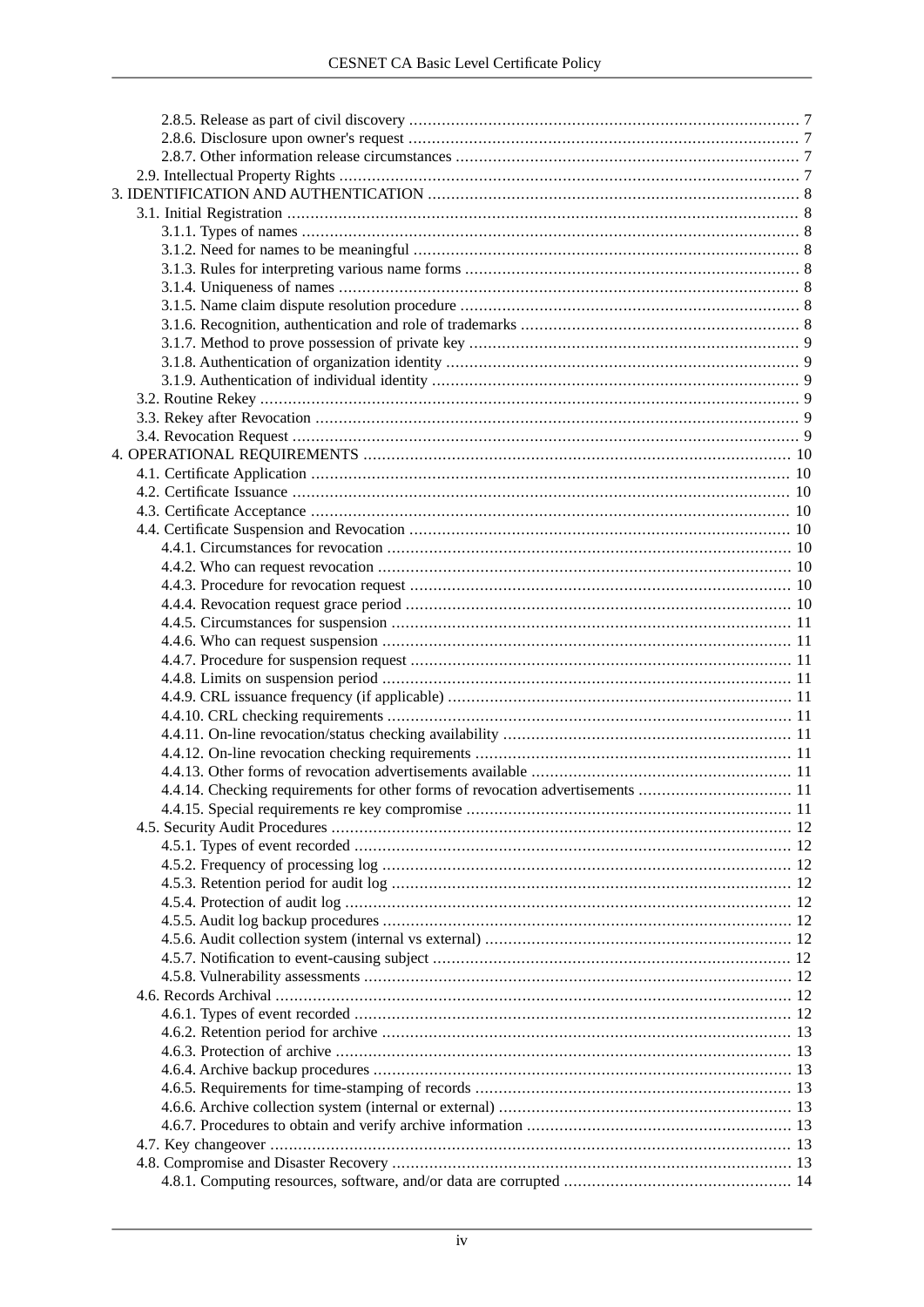- 2.8.5. Release as part of civil discovery ... 7
- 2.8.6. Disclosure upon owner's request ... 7
- 2.8.7. Other information release circumstances ... 7
- 2.9. Intellectual Property Rights ... 7
- 3. IDENTIFICATION AND AUTHENTICATION ... 8
  - 3.1. Initial Registration ... 8
    - 3.1.1. Types of names ... 8
    - 3.1.2. Need for names to be meaningful ... 8
    - 3.1.3. Rules for interpreting various name forms ... 8
    - 3.1.4. Uniqueness of names ... 8
    - 3.1.5. Name claim dispute resolution procedure ... 8
    - 3.1.6. Recognition, authentication and role of trademarks ... 8
    - 3.1.7. Method to prove possession of private key ... 9
    - 3.1.8. Authentication of organization identity ... 9
    - 3.1.9. Authentication of individual identity ... 9
  - 3.2. Routine Rekey ... 9
  - 3.3. Rekey after Revocation ... 9
  - 3.4. Revocation Request ... 9
- 4. OPERATIONAL REQUIREMENTS ... 10
  - 4.1. Certificate Application ... 10
  - 4.2. Certificate Issuance ... 10
  - 4.3. Certificate Acceptance ... 10
  - 4.4. Certificate Suspension and Revocation ... 10
    - 4.4.1. Circumstances for revocation ... 10
    - 4.4.2. Who can request revocation ... 10
    - 4.4.3. Procedure for revocation request ... 10
    - 4.4.4. Revocation request grace period ... 10
    - 4.4.5. Circumstances for suspension ... 11
    - 4.4.6. Who can request suspension ... 11
    - 4.4.7. Procedure for suspension request ... 11
    - 4.4.8. Limits on suspension period ... 11
    - 4.4.9. CRL issuance frequency (if applicable) ... 11
    - 4.4.10. CRL checking requirements ... 11
    - 4.4.11. On-line revocation/status checking availability ... 11
    - 4.4.12. On-line revocation checking requirements ... 11
    - 4.4.13. Other forms of revocation advertisements available ... 11
    - 4.4.14. Checking requirements for other forms of revocation advertisements ... 11
    - 4.4.15. Special requirements re key compromise ... 11
  - 4.5. Security Audit Procedures ... 12
    - 4.5.1. Types of event recorded ... 12
    - 4.5.2. Frequency of processing log ... 12
    - 4.5.3. Retention period for audit log ... 12
    - 4.5.4. Protection of audit log ... 12
    - 4.5.5. Audit log backup procedures ... 12
    - 4.5.6. Audit collection system (internal vs external) ... 12
    - 4.5.7. Notification to event-causing subject ... 12
    - 4.5.8. Vulnerability assessments ... 12
  - 4.6. Records Archival ... 12
    - 4.6.1. Types of event recorded ... 12
    - 4.6.2. Retention period for archive ... 13
    - 4.6.3. Protection of archive ... 13
    - 4.6.4. Archive backup procedures ... 13
    - 4.6.5. Requirements for time-stamping of records ... 13
    - 4.6.6. Archive collection system (internal or external) ... 13
    - 4.6.7. Procedures to obtain and verify archive information ... 13
  - 4.7. Key changeover ... 13
  - 4.8. Compromise and Disaster Recovery ... 13
    - 4.8.1. Computing resources, software, and/or data are corrupted ... 14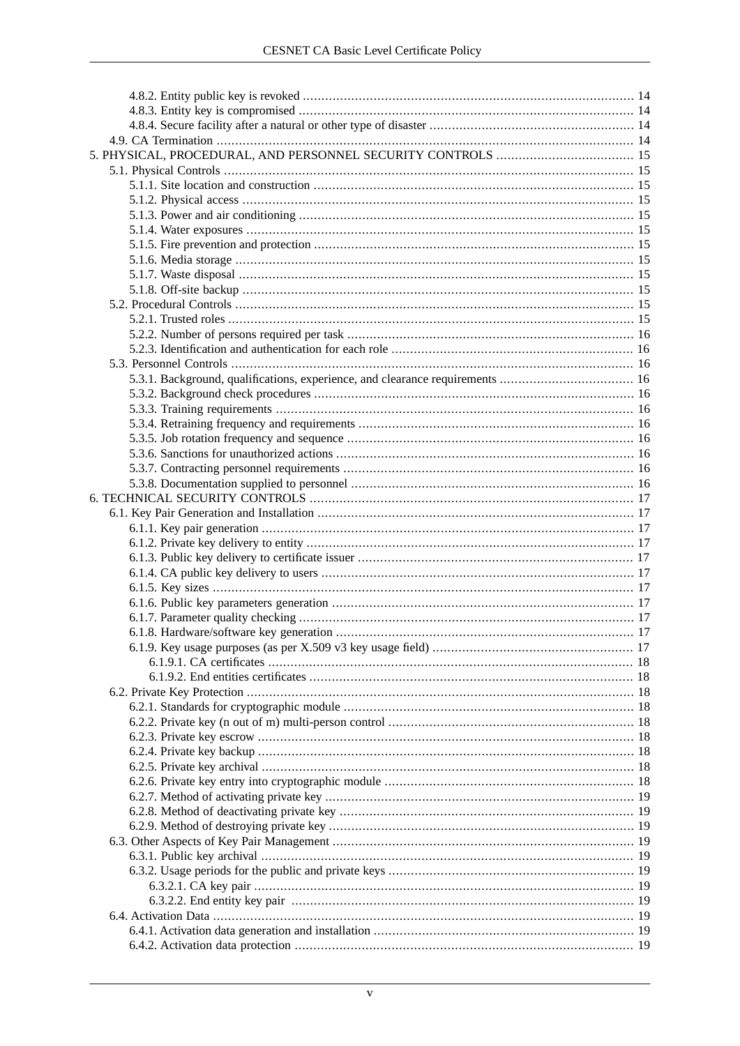- 4.8.2. Entity public key is revoked ... 14
- 4.8.3. Entity key is compromised ... 14
- 4.8.4. Secure facility after a natural or other type of disaster ... 14
- 4.9. CA Termination ... 14

5. PHYSICAL, PROCEDURAL, AND PERSONNEL SECURITY CONTROLS ... 15

- 5.1. Physical Controls ... 15
  - 5.1.1. Site location and construction ... 15
  - 5.1.2. Physical access ... 15
  - 5.1.3. Power and air conditioning ... 15
  - 5.1.4. Water exposures ... 15
  - 5.1.5. Fire prevention and protection ... 15
  - 5.1.6. Media storage ... 15
  - 5.1.7. Waste disposal ... 15
  - 5.1.8. Off-site backup ... 15
- 5.2. Procedural Controls ... 15
  - 5.2.1. Trusted roles ... 15
  - 5.2.2. Number of persons required per task ... 16
  - 5.2.3. Identification and authentication for each role ... 16
- 5.3. Personnel Controls ... 16
  - 5.3.1. Background, qualifications, experience, and clearance requirements ... 16
  - 5.3.2. Background check procedures ... 16
  - 5.3.3. Training requirements ... 16
  - 5.3.4. Retraining frequency and requirements ... 16
  - 5.3.5. Job rotation frequency and sequence ... 16
  - 5.3.6. Sanctions for unauthorized actions ... 16
  - 5.3.7. Contracting personnel requirements ... 16
  - 5.3.8. Documentation supplied to personnel ... 16

6. TECHNICAL SECURITY CONTROLS ... 17

- 6.1. Key Pair Generation and Installation ... 17
  - 6.1.1. Key pair generation ... 17
  - 6.1.2. Private key delivery to entity ... 17
  - 6.1.3. Public key delivery to certificate issuer ... 17
  - 6.1.4. CA public key delivery to users ... 17
  - 6.1.5. Key sizes ... 17
  - 6.1.6. Public key parameters generation ... 17
  - 6.1.7. Parameter quality checking ... 17
  - 6.1.8. Hardware/software key generation ... 17
  - 6.1.9. Key usage purposes (as per X.509 v3 key usage field) ... 17
    - 6.1.9.1. CA certificates ... 18
    - 6.1.9.2. End entities certificates ... 18
- 6.2. Private Key Protection ... 18
  - 6.2.1. Standards for cryptographic module ... 18
  - 6.2.2. Private key (n out of m) multi-person control ... 18
  - 6.2.3. Private key escrow ... 18
  - 6.2.4. Private key backup ... 18
  - 6.2.5. Private key archival ... 18
  - 6.2.6. Private key entry into cryptographic module ... 18
  - 6.2.7. Method of activating private key ... 19
  - 6.2.8. Method of deactivating private key ... 19
  - 6.2.9. Method of destroying private key ... 19
- 6.3. Other Aspects of Key Pair Management ... 19
  - 6.3.1. Public key archival ... 19
  - 6.3.2. Usage periods for the public and private keys ... 19
    - 6.3.2.1. CA key pair ... 19
    - 6.3.2.2. End entity key pair ... 19
- 6.4. Activation Data ... 19
  - 6.4.1. Activation data generation and installation ... 19
  - 6.4.2. Activation data protection ... 19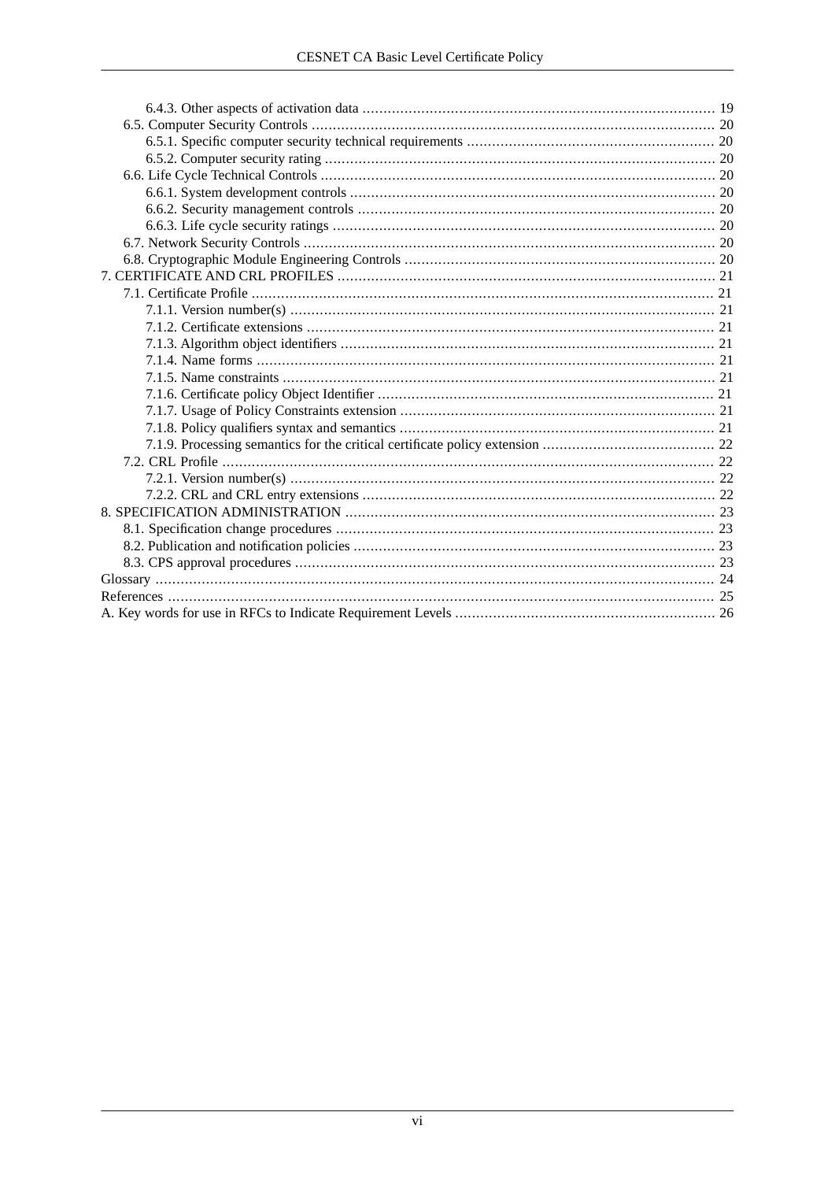- 6.4.3. Other aspects of activation data ... 19
- 6.5. Computer Security Controls ... 20
  - 6.5.1. Specific computer security technical requirements ... 20
  - 6.5.2. Computer security rating ... 20
- 6.6. Life Cycle Technical Controls ... 20
  - 6.6.1. System development controls ... 20
  - 6.6.2. Security management controls ... 20
  - 6.6.3. Life cycle security ratings ... 20
- 6.7. Network Security Controls ... 20
- 6.8. Cryptographic Module Engineering Controls ... 20

7. CERTIFICATE AND CRL PROFILES ... 21
- 7.1. Certificate Profile ... 21
  - 7.1.1. Version number(s) ... 21
  - 7.1.2. Certificate extensions ... 21
  - 7.1.3. Algorithm object identifiers ... 21
  - 7.1.4. Name forms ... 21
  - 7.1.5. Name constraints ... 21
  - 7.1.6. Certificate policy Object Identifier ... 21
  - 7.1.7. Usage of Policy Constraints extension ... 21
  - 7.1.8. Policy qualifiers syntax and semantics ... 21
  - 7.1.9. Processing semantics for the critical certificate policy extension ... 22
- 7.2. CRL Profile ... 22
  - 7.2.1. Version number(s) ... 22
  - 7.2.2. CRL and CRL entry extensions ... 22

8. SPECIFICATION ADMINISTRATION ... 23
- 8.1. Specification change procedures ... 23
- 8.2. Publication and notification policies ... 23
- 8.3. CPS approval procedures ... 23

Glossary ... 24

References ... 25

A. Key words for use in RFCs to Indicate Requirement Levels ... 26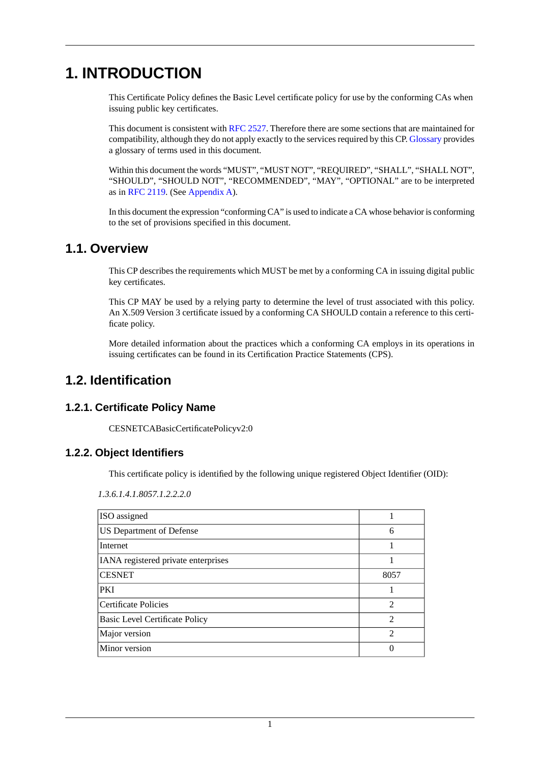# 1. INTRODUCTION

This Certificate Policy defines the Basic Level certificate policy for use by the conforming CAs when issuing public key certificates.

This document is consistent with RFC 2527. Therefore there are some sections that are maintained for compatibility, although they do not apply exactly to the services required by this CP. Glossary provides a glossary of terms used in this document.

Within this document the words “MUST”, “MUST NOT”, “REQUIRED”, “SHALL”, “SHALL NOT”, “SHOULD”, “SHOULD NOT”, “RECOMMENDED”, “MAY”, “OPTIONAL” are to be interpreted as in RFC 2119. (See Appendix A).

In this document the expression “conforming CA” is used to indicate a CA whose behavior is conforming to the set of provisions specified in this document.

## 1.1. Overview

This CP describes the requirements which MUST be met by a conforming CA in issuing digital public key certificates.

This CP MAY be used by a relying party to determine the level of trust associated with this policy. An X.509 Version 3 certificate issued by a conforming CA SHOULD contain a reference to this certificate policy.

More detailed information about the practices which a conforming CA employs in its operations in issuing certificates can be found in its Certification Practice Statements (CPS).

## 1.2. Identification

### 1.2.1. Certificate Policy Name

CESNETCABasicCertificatePolicyv2:0

### 1.2.2. Object Identifiers

This certificate policy is identified by the following unique registered Object Identifier (OID):

*1.3.6.1.4.1.8057.1.2.2.2.0*

| | |
|---|---|
| ISO assigned | 1 |
| US Department of Defense | 6 |
| Internet | 1 |
| IANA registered private enterprises | 1 |
| CESNET | 8057 |
| PKI | 1 |
| Certificate Policies | 2 |
| Basic Level Certificate Policy | 2 |
| Major version | 2 |
| Minor version | 0 |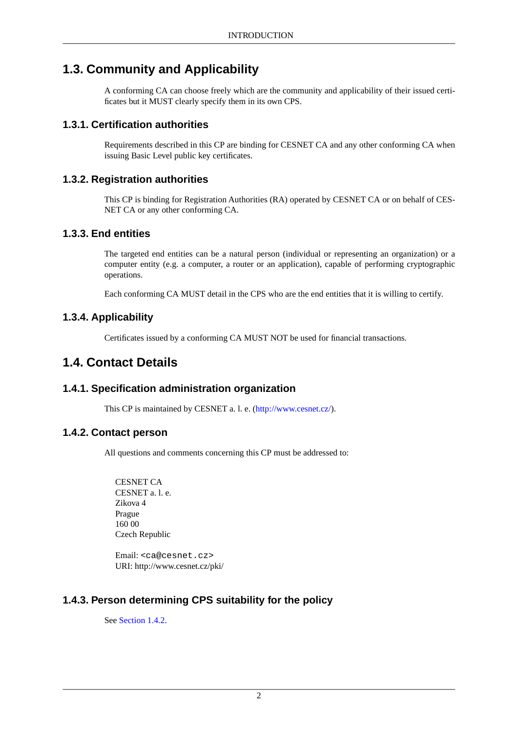## 1.3. Community and Applicability

A conforming CA can choose freely which are the community and applicability of their issued certificates but it MUST clearly specify them in its own CPS.

### 1.3.1. Certification authorities

Requirements described in this CP are binding for CESNET CA and any other conforming CA when issuing Basic Level public key certificates.

### 1.3.2. Registration authorities

This CP is binding for Registration Authorities (RA) operated by CESNET CA or on behalf of CESNET CA or any other conforming CA.

### 1.3.3. End entities

The targeted end entities can be a natural person (individual or representing an organization) or a computer entity (e.g. a computer, a router or an application), capable of performing cryptographic operations.

Each conforming CA MUST detail in the CPS who are the end entities that it is willing to certify.

### 1.3.4. Applicability

Certificates issued by a conforming CA MUST NOT be used for financial transactions.

## 1.4. Contact Details

### 1.4.1. Specification administration organization

This CP is maintained by CESNET a. l. e. (http://www.cesnet.cz/).

### 1.4.2. Contact person

All questions and comments concerning this CP must be addressed to:

CESNET CA
CESNET a. l. e.
Zikova 4
Prague
160 00
Czech Republic

Email: <ca@cesnet.cz>
URI: http://www.cesnet.cz/pki/

### 1.4.3. Person determining CPS suitability for the policy

See Section 1.4.2.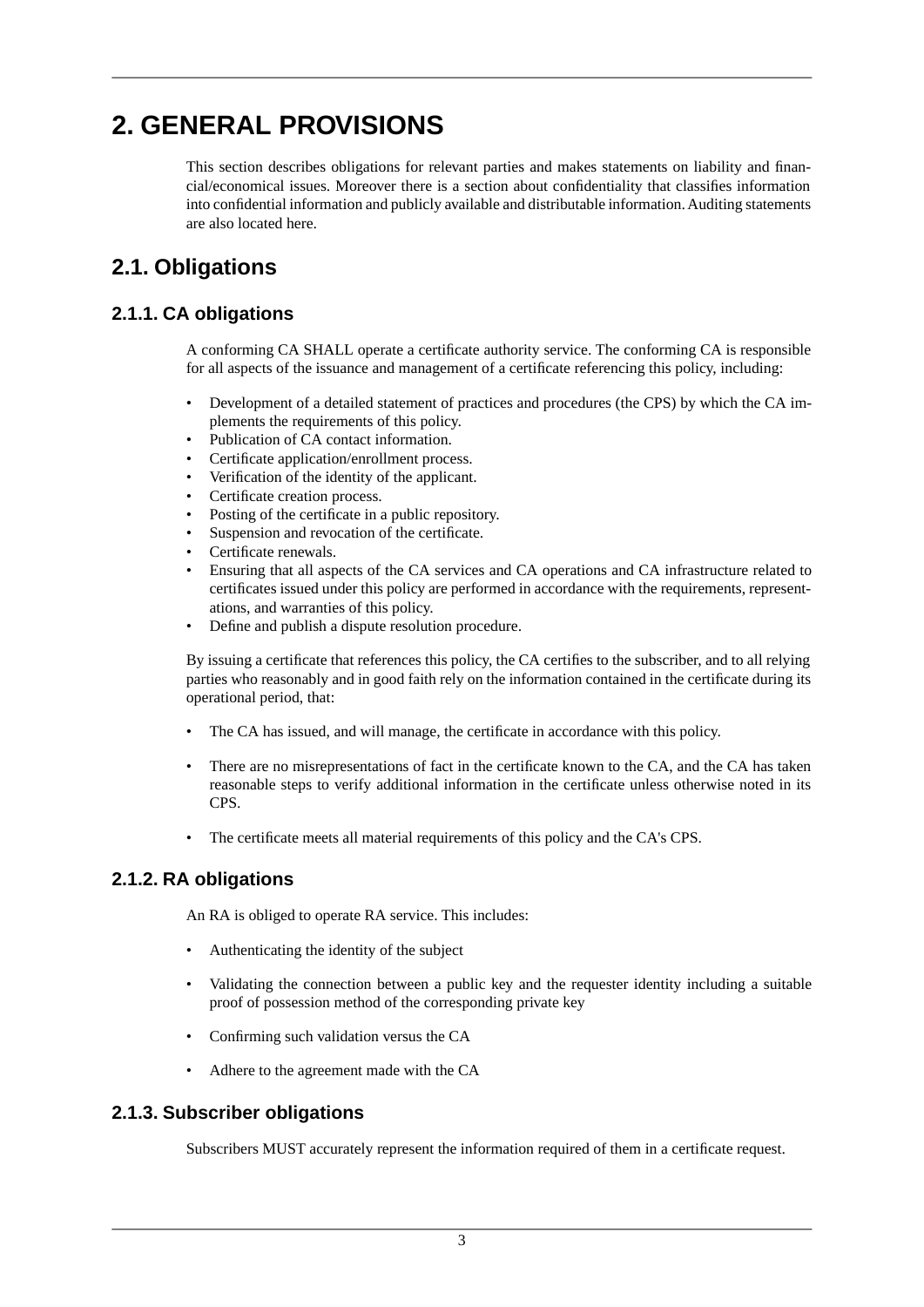# 2. GENERAL PROVISIONS

This section describes obligations for relevant parties and makes statements on liability and financial/economical issues. Moreover there is a section about confidentiality that classifies information into confidential information and publicly available and distributable information. Auditing statements are also located here.

## 2.1. Obligations

### 2.1.1. CA obligations

A conforming CA SHALL operate a certificate authority service. The conforming CA is responsible for all aspects of the issuance and management of a certificate referencing this policy, including:

- Development of a detailed statement of practices and procedures (the CPS) by which the CA implements the requirements of this policy.
- Publication of CA contact information.
- Certificate application/enrollment process.
- Verification of the identity of the applicant.
- Certificate creation process.
- Posting of the certificate in a public repository.
- Suspension and revocation of the certificate.
- Certificate renewals.
- Ensuring that all aspects of the CA services and CA operations and CA infrastructure related to certificates issued under this policy are performed in accordance with the requirements, representations, and warranties of this policy.
- Define and publish a dispute resolution procedure.

By issuing a certificate that references this policy, the CA certifies to the subscriber, and to all relying parties who reasonably and in good faith rely on the information contained in the certificate during its operational period, that:

- The CA has issued, and will manage, the certificate in accordance with this policy.
- There are no misrepresentations of fact in the certificate known to the CA, and the CA has taken reasonable steps to verify additional information in the certificate unless otherwise noted in its CPS.
- The certificate meets all material requirements of this policy and the CA's CPS.

### 2.1.2. RA obligations

An RA is obliged to operate RA service. This includes:

- Authenticating the identity of the subject
- Validating the connection between a public key and the requester identity including a suitable proof of possession method of the corresponding private key
- Confirming such validation versus the CA
- Adhere to the agreement made with the CA

### 2.1.3. Subscriber obligations

Subscribers MUST accurately represent the information required of them in a certificate request.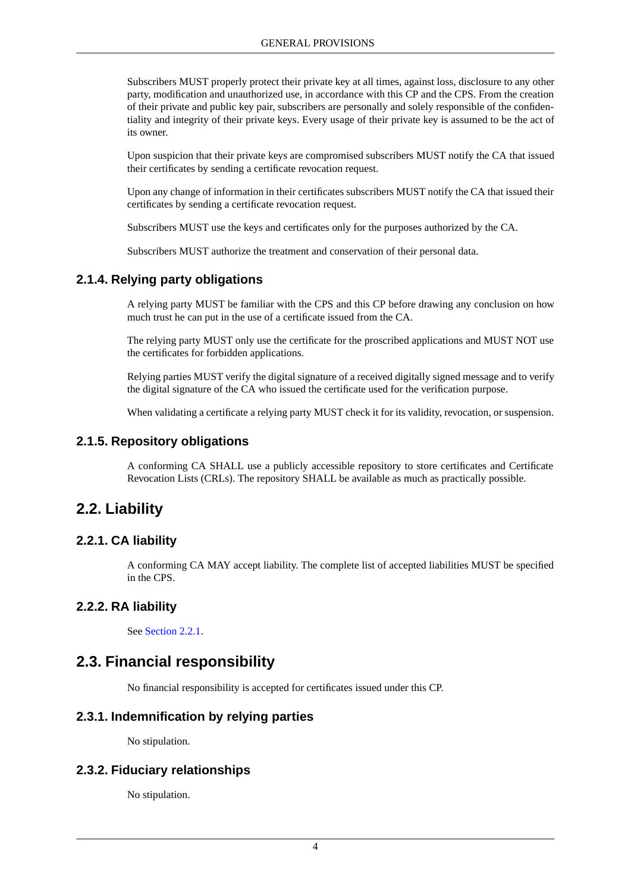Subscribers MUST properly protect their private key at all times, against loss, disclosure to any other party, modification and unauthorized use, in accordance with this CP and the CPS. From the creation of their private and public key pair, subscribers are personally and solely responsible of the confidentiality and integrity of their private keys. Every usage of their private key is assumed to be the act of its owner.

Upon suspicion that their private keys are compromised subscribers MUST notify the CA that issued their certificates by sending a certificate revocation request.

Upon any change of information in their certificates subscribers MUST notify the CA that issued their certificates by sending a certificate revocation request.

Subscribers MUST use the keys and certificates only for the purposes authorized by the CA.

Subscribers MUST authorize the treatment and conservation of their personal data.

### 2.1.4. Relying party obligations

A relying party MUST be familiar with the CPS and this CP before drawing any conclusion on how much trust he can put in the use of a certificate issued from the CA.

The relying party MUST only use the certificate for the proscribed applications and MUST NOT use the certificates for forbidden applications.

Relying parties MUST verify the digital signature of a received digitally signed message and to verify the digital signature of the CA who issued the certificate used for the verification purpose.

When validating a certificate a relying party MUST check it for its validity, revocation, or suspension.

### 2.1.5. Repository obligations

A conforming CA SHALL use a publicly accessible repository to store certificates and Certificate Revocation Lists (CRLs). The repository SHALL be available as much as practically possible.

## 2.2. Liability

### 2.2.1. CA liability

A conforming CA MAY accept liability. The complete list of accepted liabilities MUST be specified in the CPS.

### 2.2.2. RA liability

See Section 2.2.1.

## 2.3. Financial responsibility

No financial responsibility is accepted for certificates issued under this CP.

### 2.3.1. Indemnification by relying parties

No stipulation.

### 2.3.2. Fiduciary relationships

No stipulation.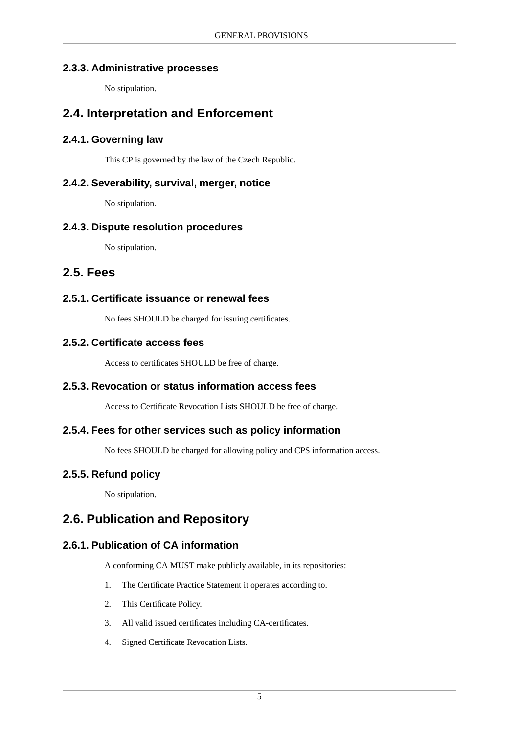### 2.3.3. Administrative processes

No stipulation.

## 2.4. Interpretation and Enforcement

### 2.4.1. Governing law

This CP is governed by the law of the Czech Republic.

### 2.4.2. Severability, survival, merger, notice

No stipulation.

### 2.4.3. Dispute resolution procedures

No stipulation.

## 2.5. Fees

### 2.5.1. Certificate issuance or renewal fees

No fees SHOULD be charged for issuing certificates.

### 2.5.2. Certificate access fees

Access to certificates SHOULD be free of charge.

### 2.5.3. Revocation or status information access fees

Access to Certificate Revocation Lists SHOULD be free of charge.

### 2.5.4. Fees for other services such as policy information

No fees SHOULD be charged for allowing policy and CPS information access.

### 2.5.5. Refund policy

No stipulation.

## 2.6. Publication and Repository

### 2.6.1. Publication of CA information

A conforming CA MUST make publicly available, in its repositories:

1. The Certificate Practice Statement it operates according to.
2. This Certificate Policy.
3. All valid issued certificates including CA-certificates.
4. Signed Certificate Revocation Lists.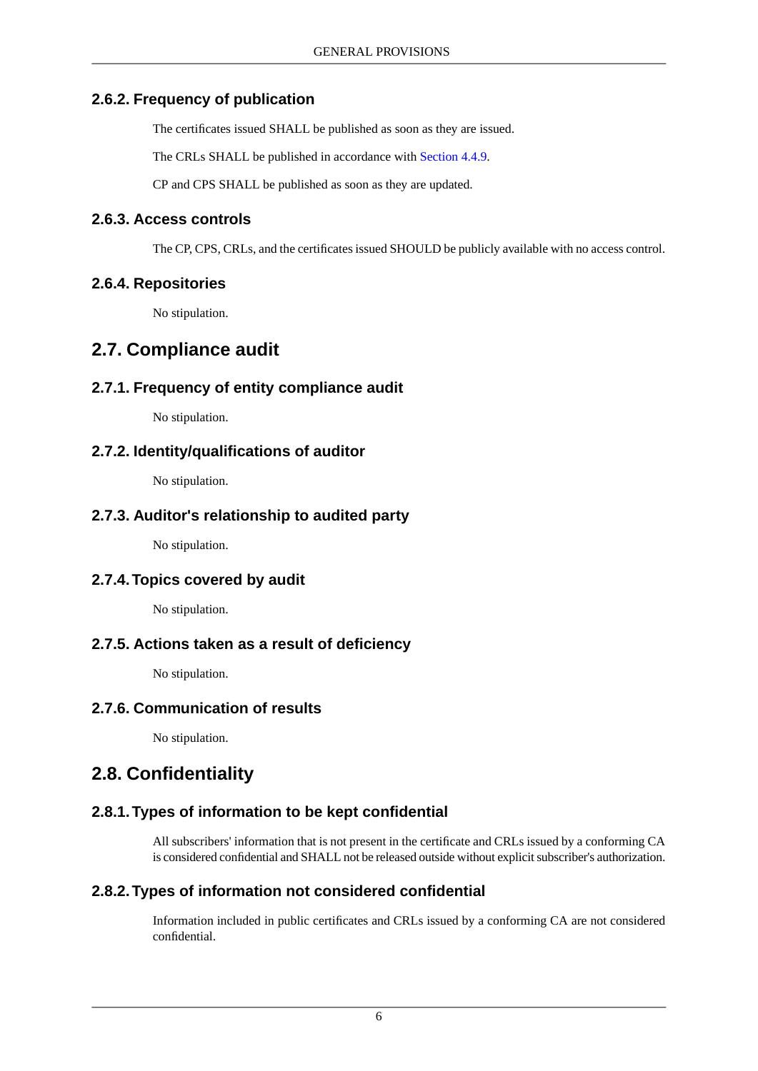### 2.6.2. Frequency of publication

The certificates issued SHALL be published as soon as they are issued.

The CRLs SHALL be published in accordance with Section 4.4.9.

CP and CPS SHALL be published as soon as they are updated.

### 2.6.3. Access controls

The CP, CPS, CRLs, and the certificates issued SHOULD be publicly available with no access control.

### 2.6.4. Repositories

No stipulation.

## 2.7. Compliance audit

### 2.7.1. Frequency of entity compliance audit

No stipulation.

### 2.7.2. Identity/qualifications of auditor

No stipulation.

### 2.7.3. Auditor's relationship to audited party

No stipulation.

### 2.7.4. Topics covered by audit

No stipulation.

### 2.7.5. Actions taken as a result of deficiency

No stipulation.

### 2.7.6. Communication of results

No stipulation.

## 2.8. Confidentiality

### 2.8.1. Types of information to be kept confidential

All subscribers' information that is not present in the certificate and CRLs issued by a conforming CA is considered confidential and SHALL not be released outside without explicit subscriber's authorization.

### 2.8.2. Types of information not considered confidential

Information included in public certificates and CRLs issued by a conforming CA are not considered confidential.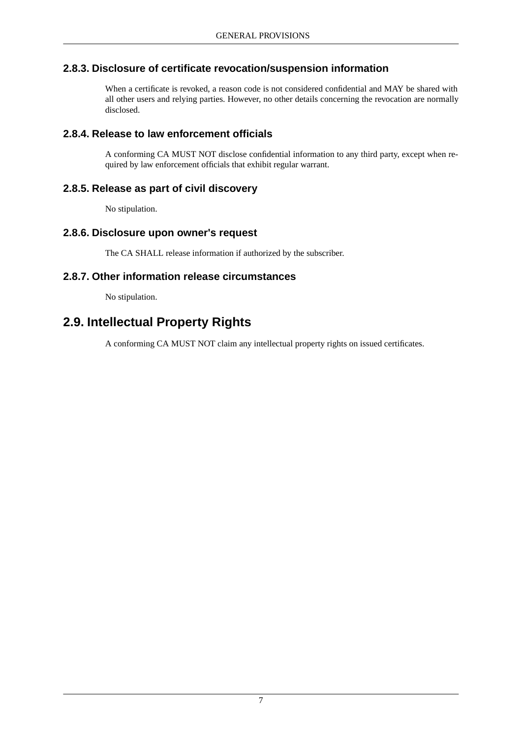### 2.8.3. Disclosure of certificate revocation/suspension information

When a certificate is revoked, a reason code is not considered confidential and MAY be shared with all other users and relying parties. However, no other details concerning the revocation are normally disclosed.

### 2.8.4. Release to law enforcement officials

A conforming CA MUST NOT disclose confidential information to any third party, except when required by law enforcement officials that exhibit regular warrant.

### 2.8.5. Release as part of civil discovery

No stipulation.

### 2.8.6. Disclosure upon owner's request

The CA SHALL release information if authorized by the subscriber.

### 2.8.7. Other information release circumstances

No stipulation.

## 2.9. Intellectual Property Rights

A conforming CA MUST NOT claim any intellectual property rights on issued certificates.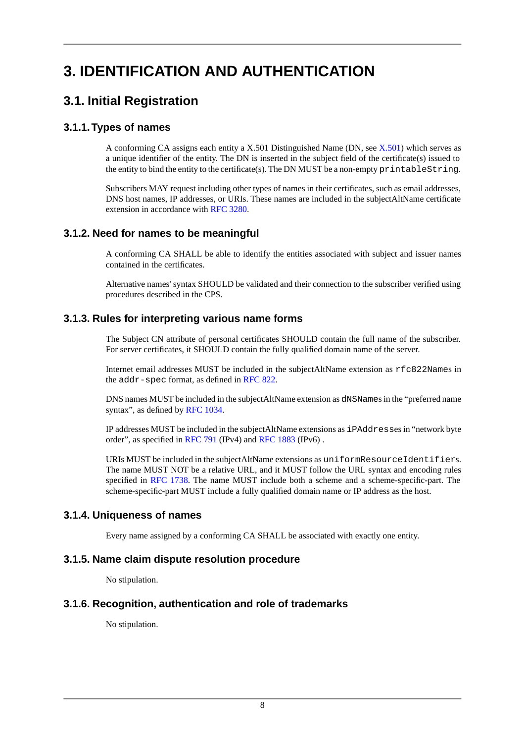# 3. IDENTIFICATION AND AUTHENTICATION

## 3.1. Initial Registration

### 3.1.1. Types of names

A conforming CA assigns each entity a X.501 Distinguished Name (DN, see X.501) which serves as a unique identifier of the entity. The DN is inserted in the subject field of the certificate(s) issued to the entity to bind the entity to the certificate(s). The DN MUST be a non-empty `printableString`.

Subscribers MAY request including other types of names in their certificates, such as email addresses, DNS host names, IP addresses, or URIs. These names are included in the subjectAltName certificate extension in accordance with RFC 3280.

### 3.1.2. Need for names to be meaningful

A conforming CA SHALL be able to identify the entities associated with subject and issuer names contained in the certificates.

Alternative names' syntax SHOULD be validated and their connection to the subscriber verified using procedures described in the CPS.

### 3.1.3. Rules for interpreting various name forms

The Subject CN attribute of personal certificates SHOULD contain the full name of the subscriber. For server certificates, it SHOULD contain the fully qualified domain name of the server.

Internet email addresses MUST be included in the subjectAltName extension as `rfc822Name`s in the `addr-spec` format, as defined in RFC 822.

DNS names MUST be included in the subjectAltName extension as `dNSName`s in the “preferred name syntax”, as defined by RFC 1034.

IP addresses MUST be included in the subjectAltName extensions as `iPAddress`es in “network byte order”, as specified in RFC 791 (IPv4) and RFC 1883 (IPv6) .

URIs MUST be included in the subjectAltName extensions as `uniformResourceIdentifier`s. The name MUST NOT be a relative URL, and it MUST follow the URL syntax and encoding rules specified in RFC 1738. The name MUST include both a scheme and a scheme-specific-part. The scheme-specific-part MUST include a fully qualified domain name or IP address as the host.

### 3.1.4. Uniqueness of names

Every name assigned by a conforming CA SHALL be associated with exactly one entity.

### 3.1.5. Name claim dispute resolution procedure

No stipulation.

### 3.1.6. Recognition, authentication and role of trademarks

No stipulation.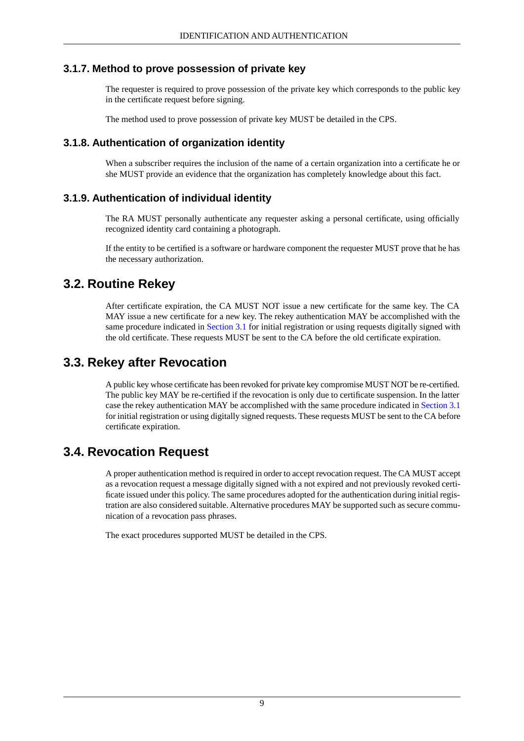### 3.1.7. Method to prove possession of private key

The requester is required to prove possession of the private key which corresponds to the public key in the certificate request before signing.

The method used to prove possession of private key MUST be detailed in the CPS.

### 3.1.8. Authentication of organization identity

When a subscriber requires the inclusion of the name of a certain organization into a certificate he or she MUST provide an evidence that the organization has completely knowledge about this fact.

### 3.1.9. Authentication of individual identity

The RA MUST personally authenticate any requester asking a personal certificate, using officially recognized identity card containing a photograph.

If the entity to be certified is a software or hardware component the requester MUST prove that he has the necessary authorization.

## 3.2. Routine Rekey

After certificate expiration, the CA MUST NOT issue a new certificate for the same key. The CA MAY issue a new certificate for a new key. The rekey authentication MAY be accomplished with the same procedure indicated in Section 3.1 for initial registration or using requests digitally signed with the old certificate. These requests MUST be sent to the CA before the old certificate expiration.

## 3.3. Rekey after Revocation

A public key whose certificate has been revoked for private key compromise MUST NOT be re-certified. The public key MAY be re-certified if the revocation is only due to certificate suspension. In the latter case the rekey authentication MAY be accomplished with the same procedure indicated in Section 3.1 for initial registration or using digitally signed requests. These requests MUST be sent to the CA before certificate expiration.

## 3.4. Revocation Request

A proper authentication method is required in order to accept revocation request. The CA MUST accept as a revocation request a message digitally signed with a not expired and not previously revoked certificate issued under this policy. The same procedures adopted for the authentication during initial registration are also considered suitable. Alternative procedures MAY be supported such as secure communication of a revocation pass phrases.

The exact procedures supported MUST be detailed in the CPS.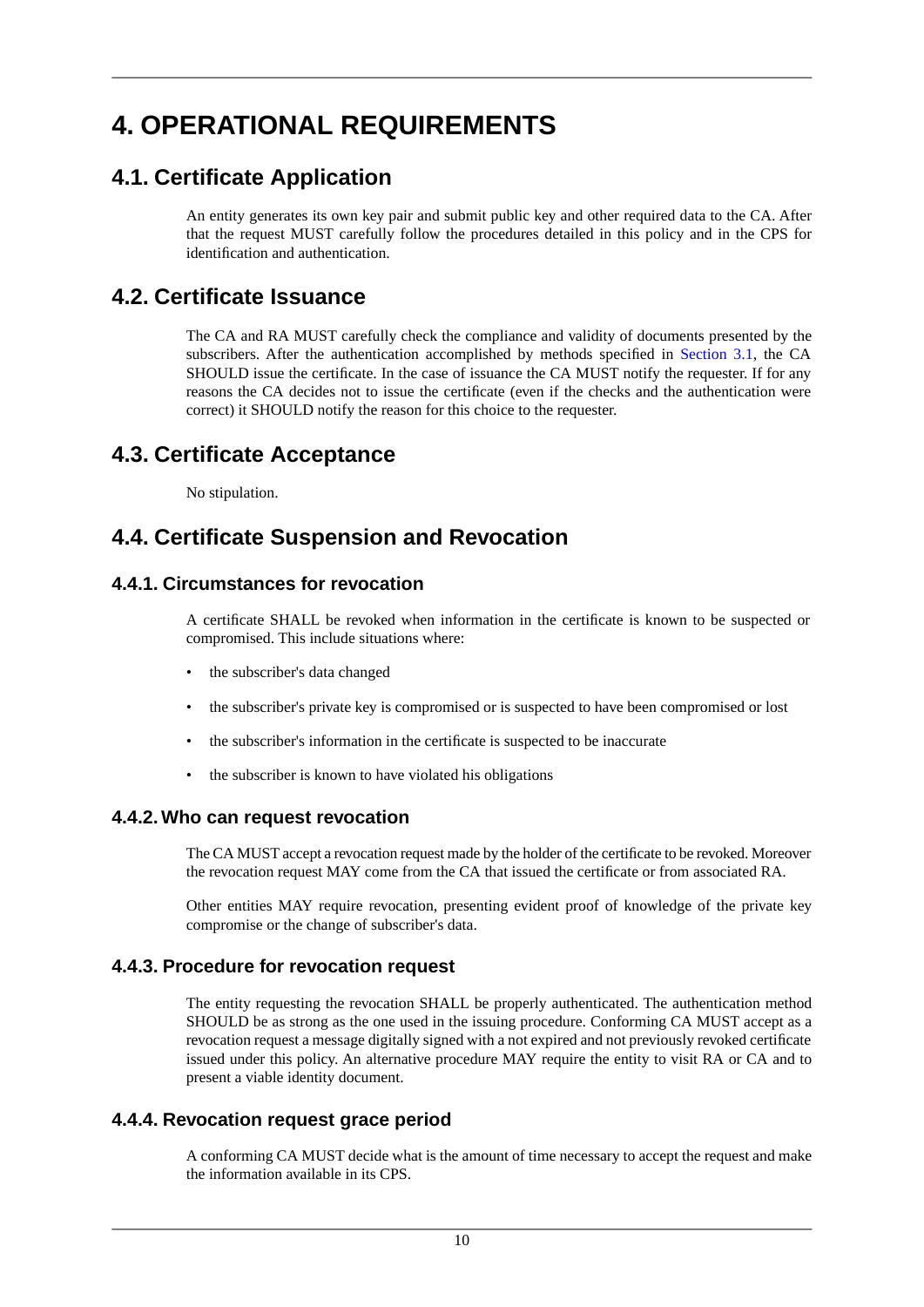# 4. OPERATIONAL REQUIREMENTS

## 4.1. Certificate Application

An entity generates its own key pair and submit public key and other required data to the CA. After that the request MUST carefully follow the procedures detailed in this policy and in the CPS for identification and authentication.

## 4.2. Certificate Issuance

The CA and RA MUST carefully check the compliance and validity of documents presented by the subscribers. After the authentication accomplished by methods specified in Section 3.1, the CA SHOULD issue the certificate. In the case of issuance the CA MUST notify the requester. If for any reasons the CA decides not to issue the certificate (even if the checks and the authentication were correct) it SHOULD notify the reason for this choice to the requester.

## 4.3. Certificate Acceptance

No stipulation.

## 4.4. Certificate Suspension and Revocation

### 4.4.1. Circumstances for revocation

A certificate SHALL be revoked when information in the certificate is known to be suspected or compromised. This include situations where:

- the subscriber's data changed
- the subscriber's private key is compromised or is suspected to have been compromised or lost
- the subscriber's information in the certificate is suspected to be inaccurate
- the subscriber is known to have violated his obligations

### 4.4.2. Who can request revocation

The CA MUST accept a revocation request made by the holder of the certificate to be revoked. Moreover the revocation request MAY come from the CA that issued the certificate or from associated RA.

Other entities MAY require revocation, presenting evident proof of knowledge of the private key compromise or the change of subscriber's data.

### 4.4.3. Procedure for revocation request

The entity requesting the revocation SHALL be properly authenticated. The authentication method SHOULD be as strong as the one used in the issuing procedure. Conforming CA MUST accept as a revocation request a message digitally signed with a not expired and not previously revoked certificate issued under this policy. An alternative procedure MAY require the entity to visit RA or CA and to present a viable identity document.

### 4.4.4. Revocation request grace period

A conforming CA MUST decide what is the amount of time necessary to accept the request and make the information available in its CPS.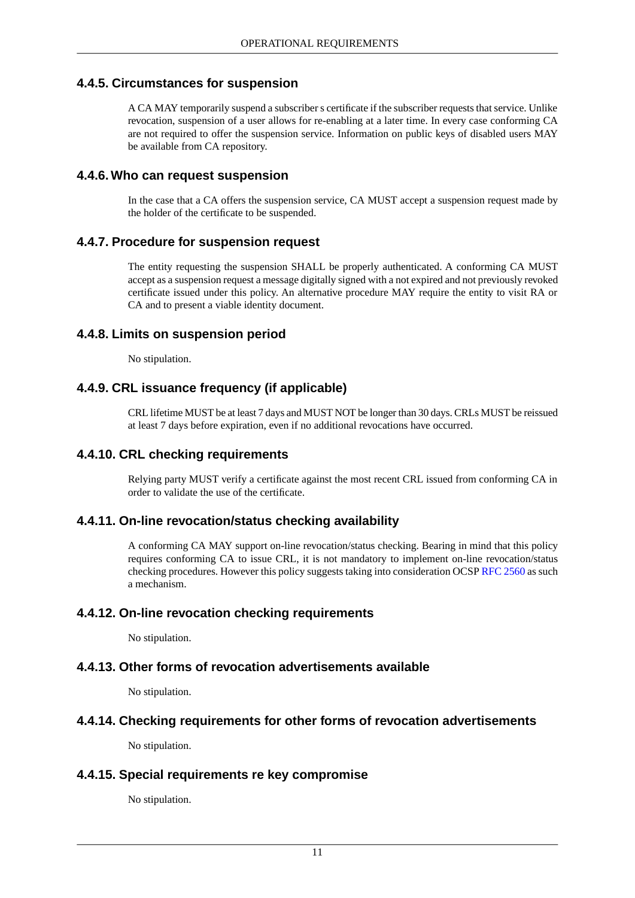### 4.4.5. Circumstances for suspension

A CA MAY temporarily suspend a subscriber s certificate if the subscriber requests that service. Unlike revocation, suspension of a user allows for re-enabling at a later time. In every case conforming CA are not required to offer the suspension service. Information on public keys of disabled users MAY be available from CA repository.

### 4.4.6. Who can request suspension

In the case that a CA offers the suspension service, CA MUST accept a suspension request made by the holder of the certificate to be suspended.

### 4.4.7. Procedure for suspension request

The entity requesting the suspension SHALL be properly authenticated. A conforming CA MUST accept as a suspension request a message digitally signed with a not expired and not previously revoked certificate issued under this policy. An alternative procedure MAY require the entity to visit RA or CA and to present a viable identity document.

### 4.4.8. Limits on suspension period

No stipulation.

### 4.4.9. CRL issuance frequency (if applicable)

CRL lifetime MUST be at least 7 days and MUST NOT be longer than 30 days. CRLs MUST be reissued at least 7 days before expiration, even if no additional revocations have occurred.

### 4.4.10. CRL checking requirements

Relying party MUST verify a certificate against the most recent CRL issued from conforming CA in order to validate the use of the certificate.

### 4.4.11. On-line revocation/status checking availability

A conforming CA MAY support on-line revocation/status checking. Bearing in mind that this policy requires conforming CA to issue CRL, it is not mandatory to implement on-line revocation/status checking procedures. However this policy suggests taking into consideration OCSP RFC 2560 as such a mechanism.

### 4.4.12. On-line revocation checking requirements

No stipulation.

### 4.4.13. Other forms of revocation advertisements available

No stipulation.

### 4.4.14. Checking requirements for other forms of revocation advertisements

No stipulation.

### 4.4.15. Special requirements re key compromise

No stipulation.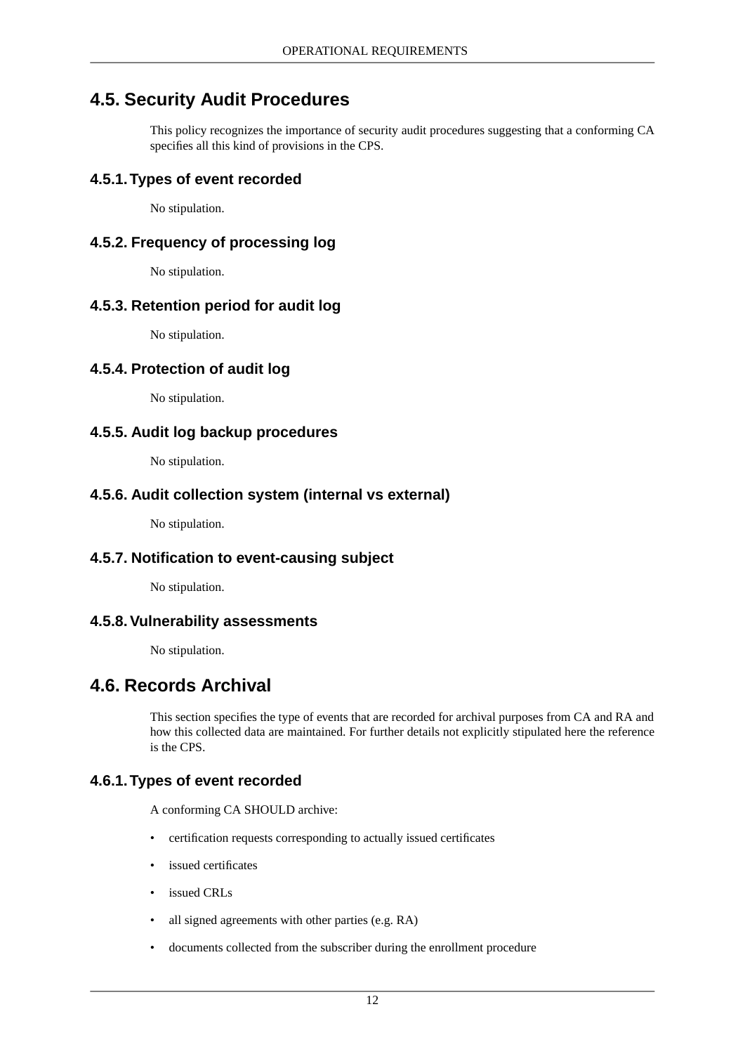## 4.5. Security Audit Procedures

This policy recognizes the importance of security audit procedures suggesting that a conforming CA specifies all this kind of provisions in the CPS.

### 4.5.1. Types of event recorded

No stipulation.

### 4.5.2. Frequency of processing log

No stipulation.

### 4.5.3. Retention period for audit log

No stipulation.

### 4.5.4. Protection of audit log

No stipulation.

### 4.5.5. Audit log backup procedures

No stipulation.

### 4.5.6. Audit collection system (internal vs external)

No stipulation.

### 4.5.7. Notification to event-causing subject

No stipulation.

### 4.5.8. Vulnerability assessments

No stipulation.

## 4.6. Records Archival

This section specifies the type of events that are recorded for archival purposes from CA and RA and how this collected data are maintained. For further details not explicitly stipulated here the reference is the CPS.

### 4.6.1. Types of event recorded

A conforming CA SHOULD archive:

- certification requests corresponding to actually issued certificates
- issued certificates
- issued CRLs
- all signed agreements with other parties (e.g. RA)
- documents collected from the subscriber during the enrollment procedure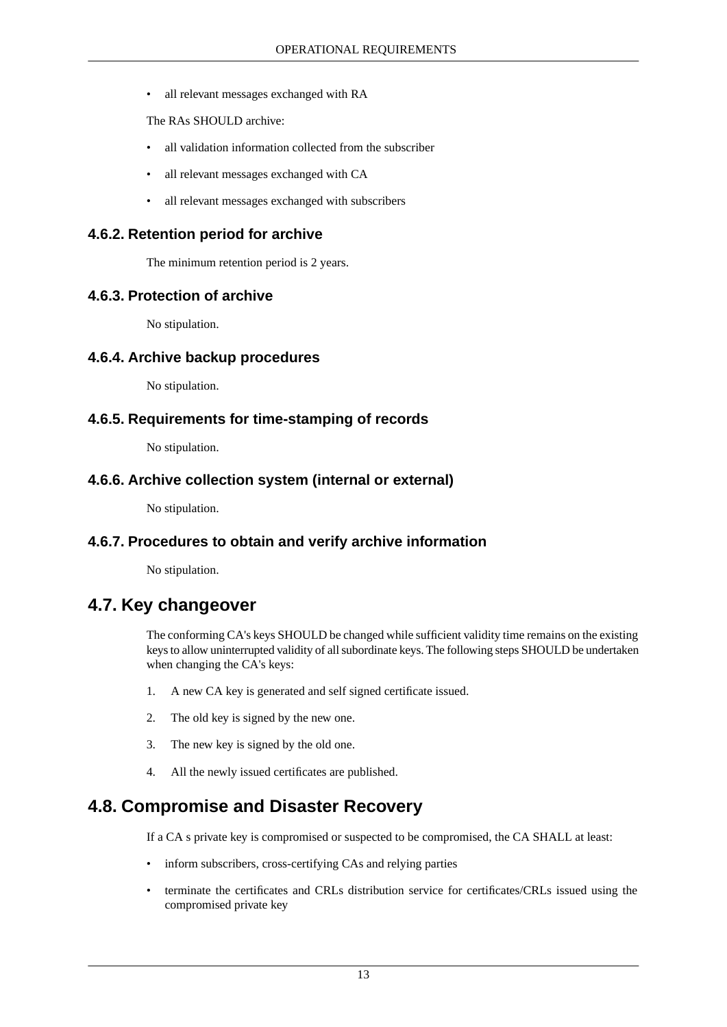- all relevant messages exchanged with RA

The RAs SHOULD archive:

- all validation information collected from the subscriber
- all relevant messages exchanged with CA
- all relevant messages exchanged with subscribers

### 4.6.2. Retention period for archive

The minimum retention period is 2 years.

### 4.6.3. Protection of archive

No stipulation.

### 4.6.4. Archive backup procedures

No stipulation.

### 4.6.5. Requirements for time-stamping of records

No stipulation.

### 4.6.6. Archive collection system (internal or external)

No stipulation.

### 4.6.7. Procedures to obtain and verify archive information

No stipulation.

## 4.7. Key changeover

The conforming CA's keys SHOULD be changed while sufficient validity time remains on the existing keys to allow uninterrupted validity of all subordinate keys. The following steps SHOULD be undertaken when changing the CA's keys:

1. A new CA key is generated and self signed certificate issued.
2. The old key is signed by the new one.
3. The new key is signed by the old one.
4. All the newly issued certificates are published.

## 4.8. Compromise and Disaster Recovery

If a CA s private key is compromised or suspected to be compromised, the CA SHALL at least:

- inform subscribers, cross-certifying CAs and relying parties
- terminate the certificates and CRLs distribution service for certificates/CRLs issued using the compromised private key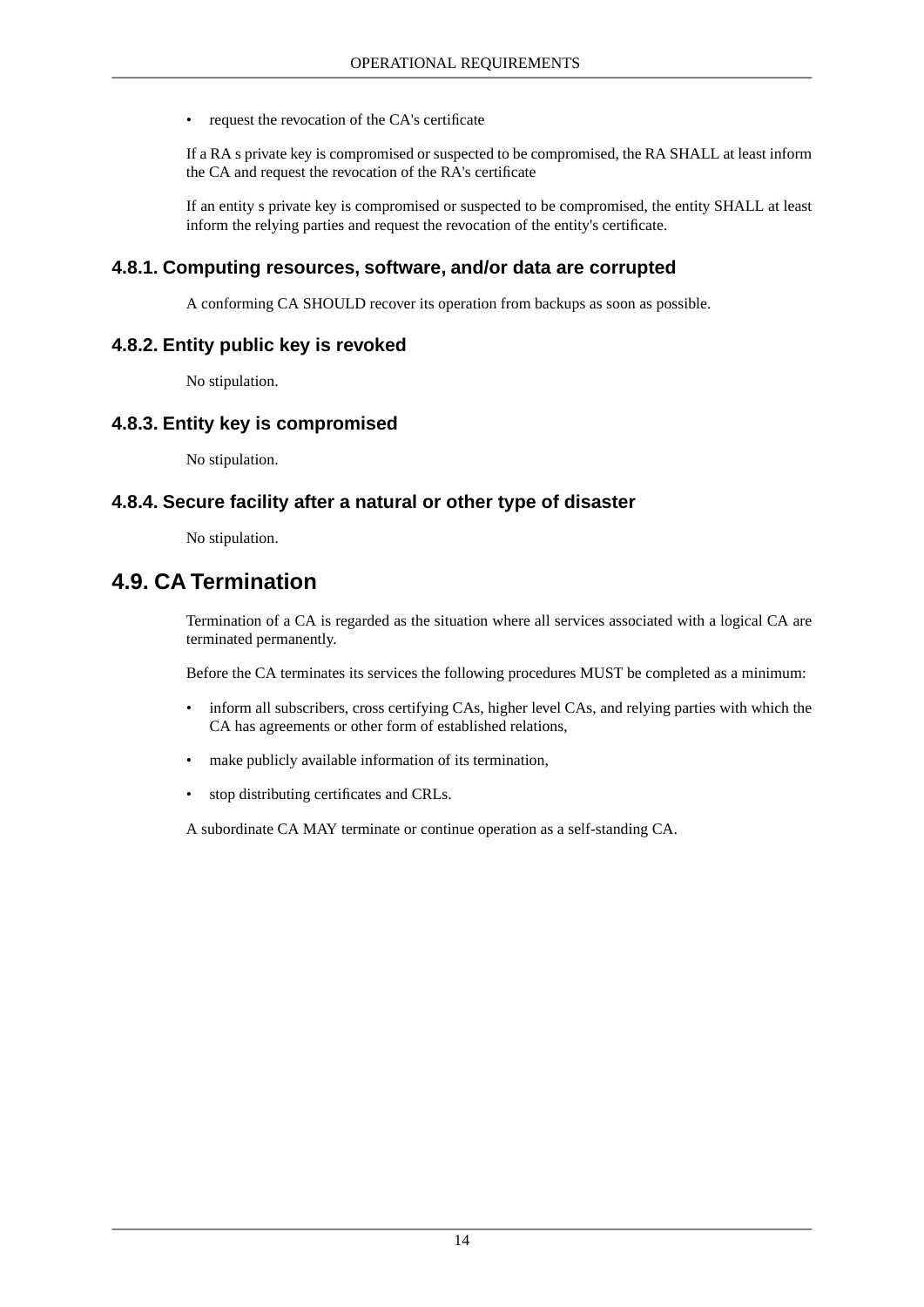- request the revocation of the CA's certificate

If a RA s private key is compromised or suspected to be compromised, the RA SHALL at least inform the CA and request the revocation of the RA's certificate

If an entity s private key is compromised or suspected to be compromised, the entity SHALL at least inform the relying parties and request the revocation of the entity's certificate.

### 4.8.1. Computing resources, software, and/or data are corrupted

A conforming CA SHOULD recover its operation from backups as soon as possible.

### 4.8.2. Entity public key is revoked

No stipulation.

### 4.8.3. Entity key is compromised

No stipulation.

### 4.8.4. Secure facility after a natural or other type of disaster

No stipulation.

## 4.9. CA Termination

Termination of a CA is regarded as the situation where all services associated with a logical CA are terminated permanently.

Before the CA terminates its services the following procedures MUST be completed as a minimum:

- inform all subscribers, cross certifying CAs, higher level CAs, and relying parties with which the CA has agreements or other form of established relations,
- make publicly available information of its termination,
- stop distributing certificates and CRLs.

A subordinate CA MAY terminate or continue operation as a self-standing CA.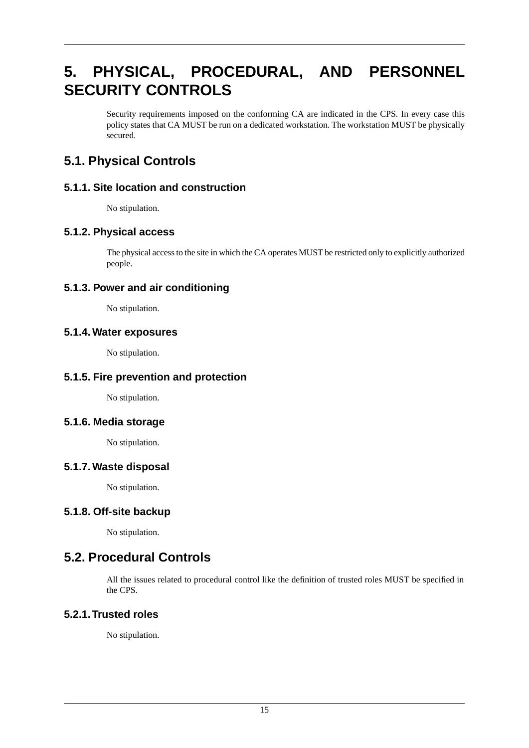# 5. PHYSICAL, PROCEDURAL, AND PERSONNEL SECURITY CONTROLS

Security requirements imposed on the conforming CA are indicated in the CPS. In every case this policy states that CA MUST be run on a dedicated workstation. The workstation MUST be physically secured.

## 5.1. Physical Controls

### 5.1.1. Site location and construction

No stipulation.

### 5.1.2. Physical access

The physical access to the site in which the CA operates MUST be restricted only to explicitly authorized people.

### 5.1.3. Power and air conditioning

No stipulation.

### 5.1.4. Water exposures

No stipulation.

### 5.1.5. Fire prevention and protection

No stipulation.

### 5.1.6. Media storage

No stipulation.

### 5.1.7. Waste disposal

No stipulation.

### 5.1.8. Off-site backup

No stipulation.

## 5.2. Procedural Controls

All the issues related to procedural control like the definition of trusted roles MUST be specified in the CPS.

### 5.2.1. Trusted roles

No stipulation.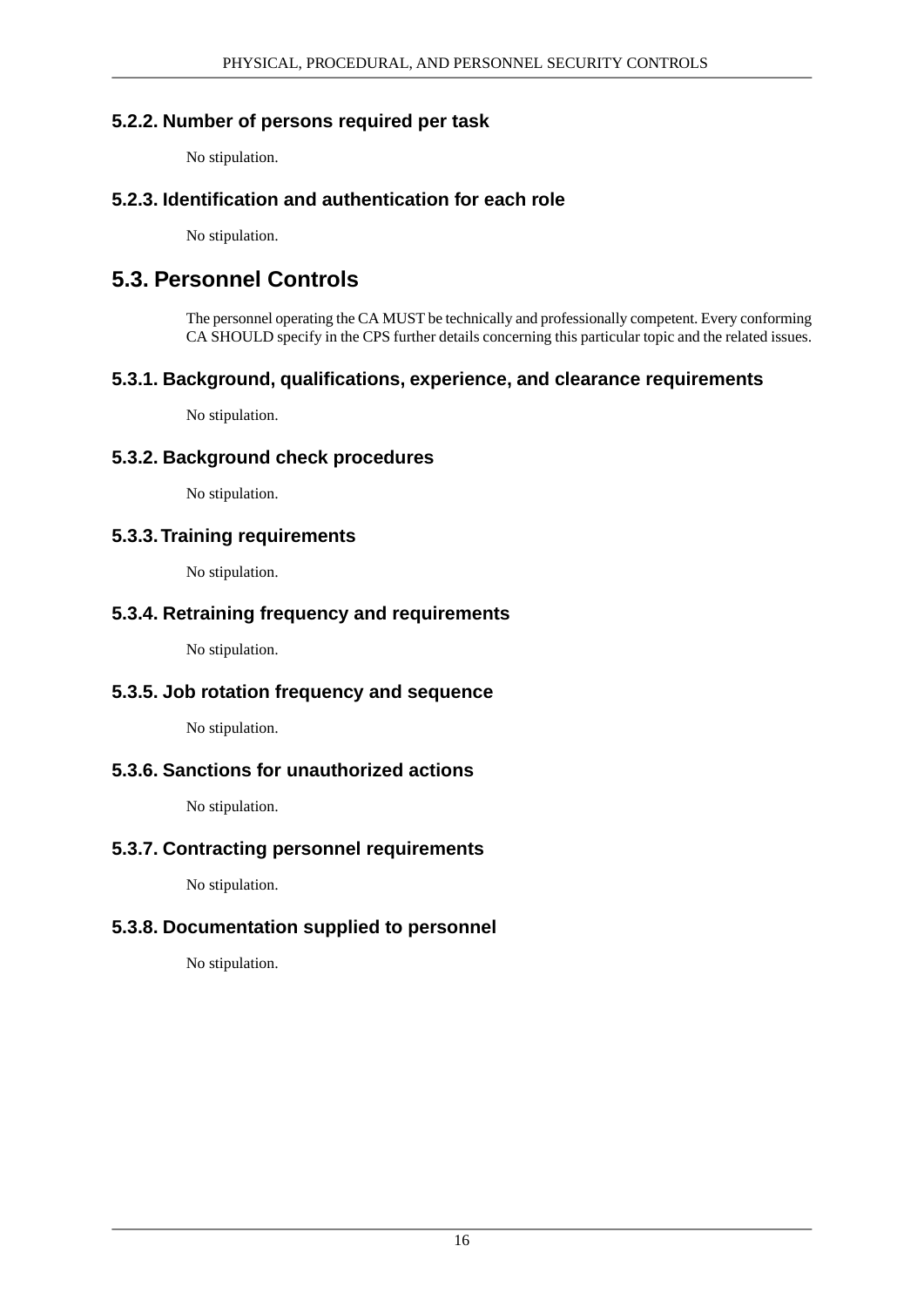### 5.2.2. Number of persons required per task

No stipulation.

### 5.2.3. Identification and authentication for each role

No stipulation.

## 5.3. Personnel Controls

The personnel operating the CA MUST be technically and professionally competent. Every conforming CA SHOULD specify in the CPS further details concerning this particular topic and the related issues.

### 5.3.1. Background, qualifications, experience, and clearance requirements

No stipulation.

### 5.3.2. Background check procedures

No stipulation.

### 5.3.3. Training requirements

No stipulation.

### 5.3.4. Retraining frequency and requirements

No stipulation.

### 5.3.5. Job rotation frequency and sequence

No stipulation.

### 5.3.6. Sanctions for unauthorized actions

No stipulation.

### 5.3.7. Contracting personnel requirements

No stipulation.

### 5.3.8. Documentation supplied to personnel

No stipulation.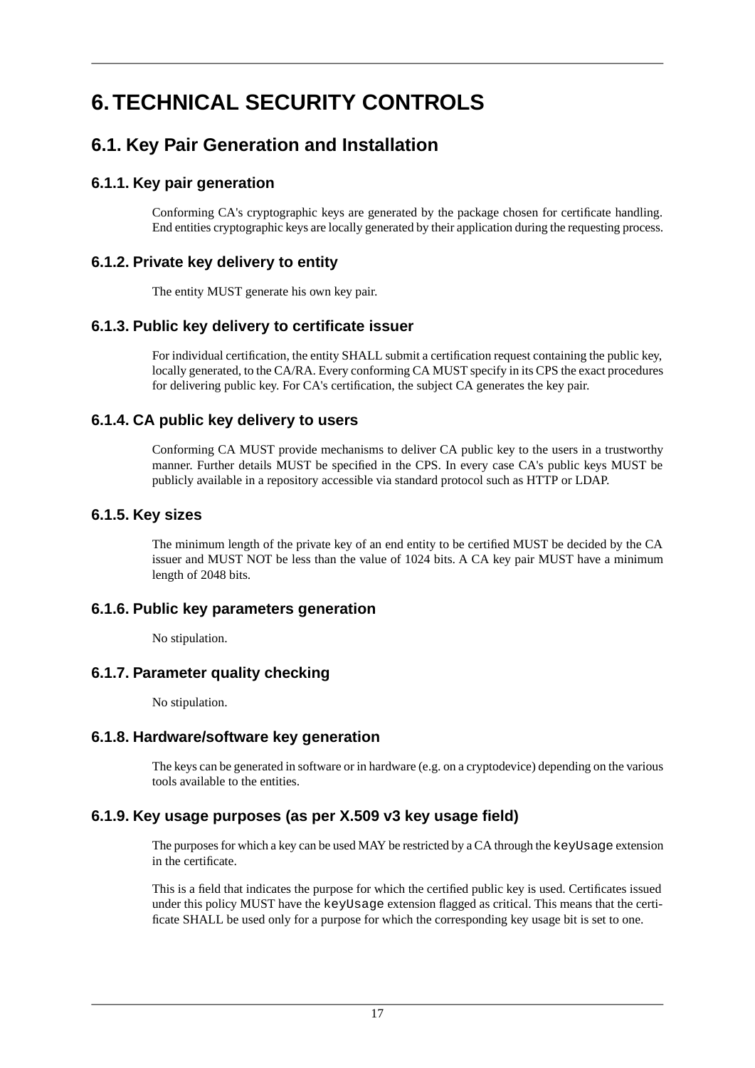# 6. TECHNICAL SECURITY CONTROLS

## 6.1. Key Pair Generation and Installation

### 6.1.1. Key pair generation

Conforming CA's cryptographic keys are generated by the package chosen for certificate handling. End entities cryptographic keys are locally generated by their application during the requesting process.

### 6.1.2. Private key delivery to entity

The entity MUST generate his own key pair.

### 6.1.3. Public key delivery to certificate issuer

For individual certification, the entity SHALL submit a certification request containing the public key, locally generated, to the CA/RA. Every conforming CA MUST specify in its CPS the exact procedures for delivering public key. For CA's certification, the subject CA generates the key pair.

### 6.1.4. CA public key delivery to users

Conforming CA MUST provide mechanisms to deliver CA public key to the users in a trustworthy manner. Further details MUST be specified in the CPS. In every case CA's public keys MUST be publicly available in a repository accessible via standard protocol such as HTTP or LDAP.

### 6.1.5. Key sizes

The minimum length of the private key of an end entity to be certified MUST be decided by the CA issuer and MUST NOT be less than the value of 1024 bits. A CA key pair MUST have a minimum length of 2048 bits.

### 6.1.6. Public key parameters generation

No stipulation.

### 6.1.7. Parameter quality checking

No stipulation.

### 6.1.8. Hardware/software key generation

The keys can be generated in software or in hardware (e.g. on a cryptodevice) depending on the various tools available to the entities.

### 6.1.9. Key usage purposes (as per X.509 v3 key usage field)

The purposes for which a key can be used MAY be restricted by a CA through the `keyUsage` extension in the certificate.

This is a field that indicates the purpose for which the certified public key is used. Certificates issued under this policy MUST have the `keyUsage` extension flagged as critical. This means that the certificate SHALL be used only for a purpose for which the corresponding key usage bit is set to one.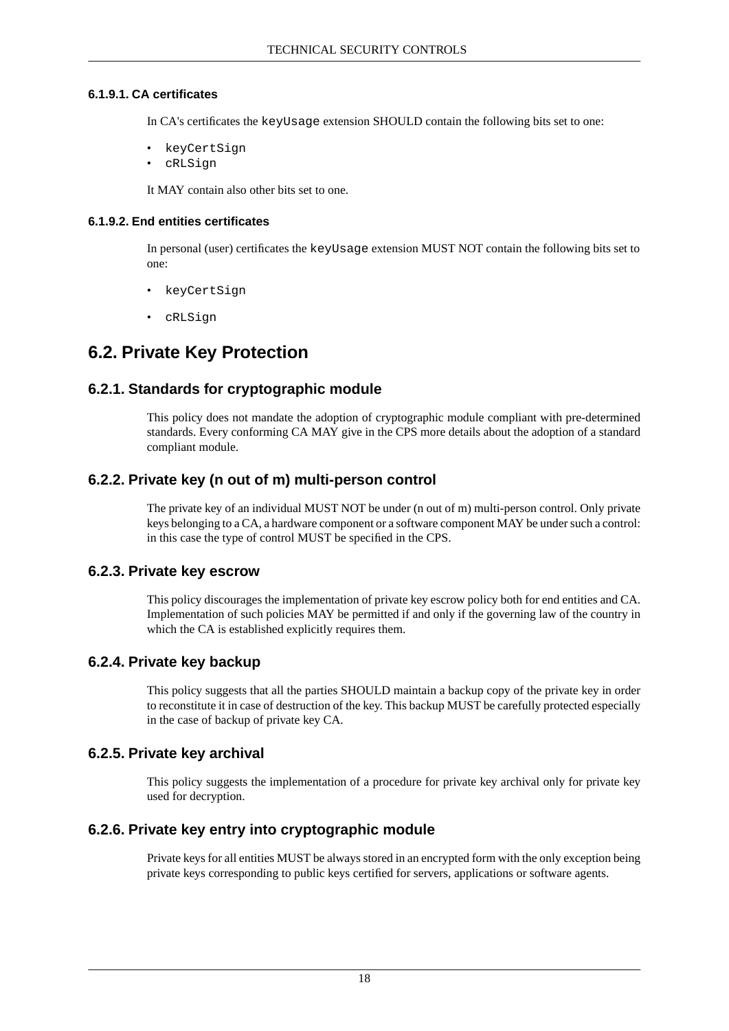#### 6.1.9.1. CA certificates

In CA's certificates the `keyUsage` extension SHOULD contain the following bits set to one:

- `keyCertSign`
- `cRLSign`

It MAY contain also other bits set to one.

#### 6.1.9.2. End entities certificates

In personal (user) certificates the `keyUsage` extension MUST NOT contain the following bits set to one:

- `keyCertSign`
- `cRLSign`

## 6.2. Private Key Protection

### 6.2.1. Standards for cryptographic module

This policy does not mandate the adoption of cryptographic module compliant with pre-determined standards. Every conforming CA MAY give in the CPS more details about the adoption of a standard compliant module.

### 6.2.2. Private key (n out of m) multi-person control

The private key of an individual MUST NOT be under (n out of m) multi-person control. Only private keys belonging to a CA, a hardware component or a software component MAY be under such a control: in this case the type of control MUST be specified in the CPS.

### 6.2.3. Private key escrow

This policy discourages the implementation of private key escrow policy both for end entities and CA. Implementation of such policies MAY be permitted if and only if the governing law of the country in which the CA is established explicitly requires them.

### 6.2.4. Private key backup

This policy suggests that all the parties SHOULD maintain a backup copy of the private key in order to reconstitute it in case of destruction of the key. This backup MUST be carefully protected especially in the case of backup of private key CA.

### 6.2.5. Private key archival

This policy suggests the implementation of a procedure for private key archival only for private key used for decryption.

### 6.2.6. Private key entry into cryptographic module

Private keys for all entities MUST be always stored in an encrypted form with the only exception being private keys corresponding to public keys certified for servers, applications or software agents.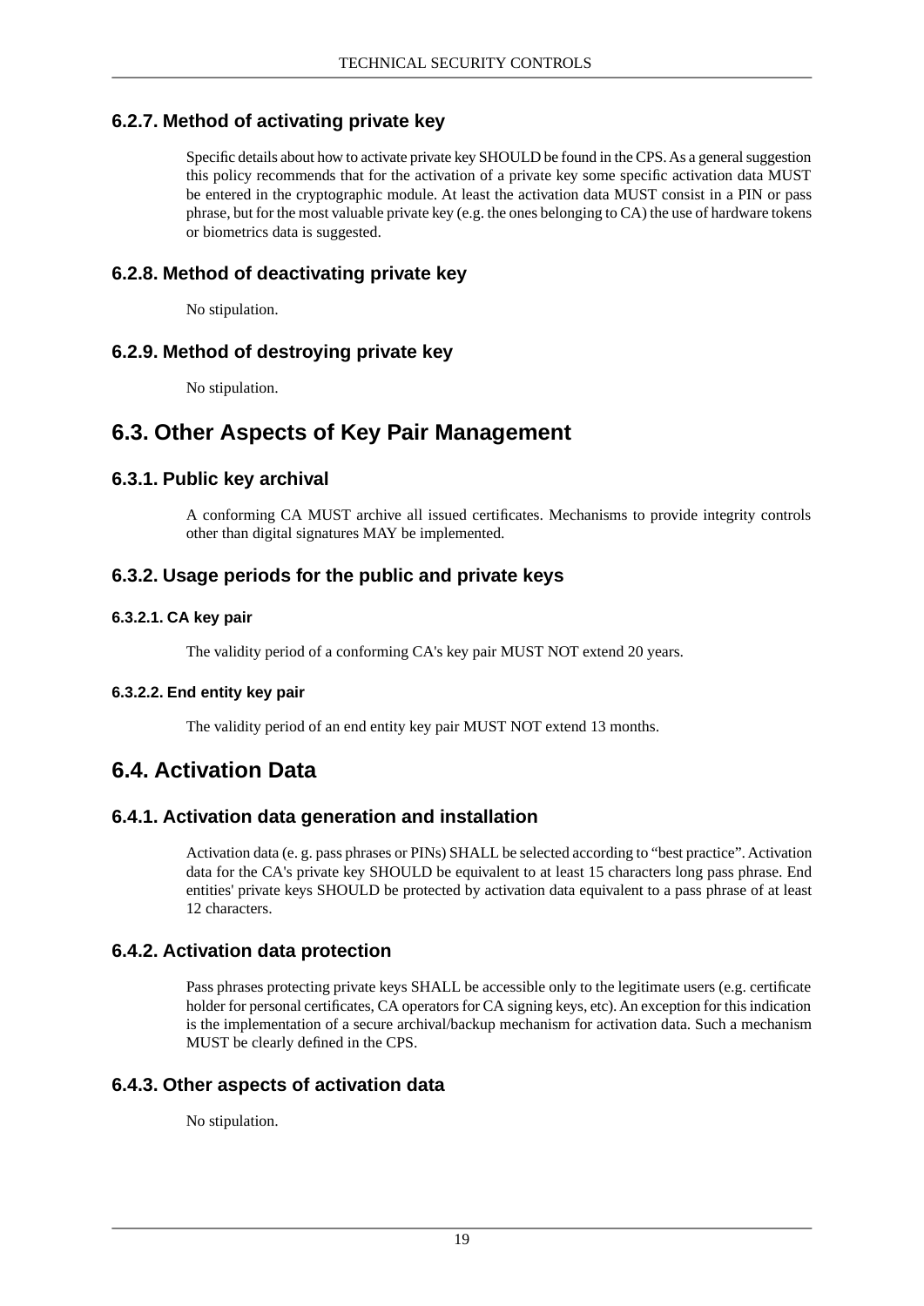### 6.2.7. Method of activating private key

Specific details about how to activate private key SHOULD be found in the CPS. As a general suggestion this policy recommends that for the activation of a private key some specific activation data MUST be entered in the cryptographic module. At least the activation data MUST consist in a PIN or pass phrase, but for the most valuable private key (e.g. the ones belonging to CA) the use of hardware tokens or biometrics data is suggested.

### 6.2.8. Method of deactivating private key

No stipulation.

### 6.2.9. Method of destroying private key

No stipulation.

## 6.3. Other Aspects of Key Pair Management

### 6.3.1. Public key archival

A conforming CA MUST archive all issued certificates. Mechanisms to provide integrity controls other than digital signatures MAY be implemented.

### 6.3.2. Usage periods for the public and private keys

#### 6.3.2.1. CA key pair

The validity period of a conforming CA's key pair MUST NOT extend 20 years.

#### 6.3.2.2. End entity key pair

The validity period of an end entity key pair MUST NOT extend 13 months.

## 6.4. Activation Data

### 6.4.1. Activation data generation and installation

Activation data (e. g. pass phrases or PINs) SHALL be selected according to “best practice”. Activation data for the CA's private key SHOULD be equivalent to at least 15 characters long pass phrase. End entities' private keys SHOULD be protected by activation data equivalent to a pass phrase of at least 12 characters.

### 6.4.2. Activation data protection

Pass phrases protecting private keys SHALL be accessible only to the legitimate users (e.g. certificate holder for personal certificates, CA operators for CA signing keys, etc). An exception for this indication is the implementation of a secure archival/backup mechanism for activation data. Such a mechanism MUST be clearly defined in the CPS.

### 6.4.3. Other aspects of activation data

No stipulation.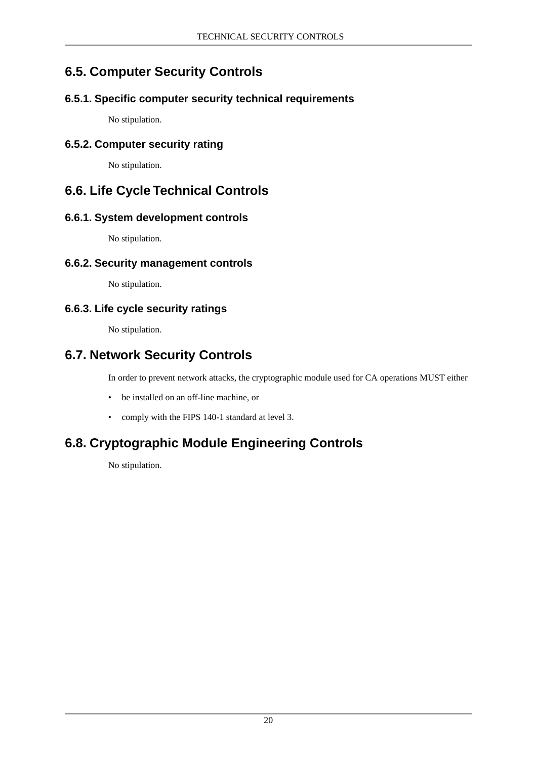## 6.5. Computer Security Controls

### 6.5.1. Specific computer security technical requirements

No stipulation.

### 6.5.2. Computer security rating

No stipulation.

## 6.6. Life Cycle Technical Controls

### 6.6.1. System development controls

No stipulation.

### 6.6.2. Security management controls

No stipulation.

### 6.6.3. Life cycle security ratings

No stipulation.

## 6.7. Network Security Controls

In order to prevent network attacks, the cryptographic module used for CA operations MUST either

- be installed on an off-line machine, or
- comply with the FIPS 140-1 standard at level 3.

## 6.8. Cryptographic Module Engineering Controls

No stipulation.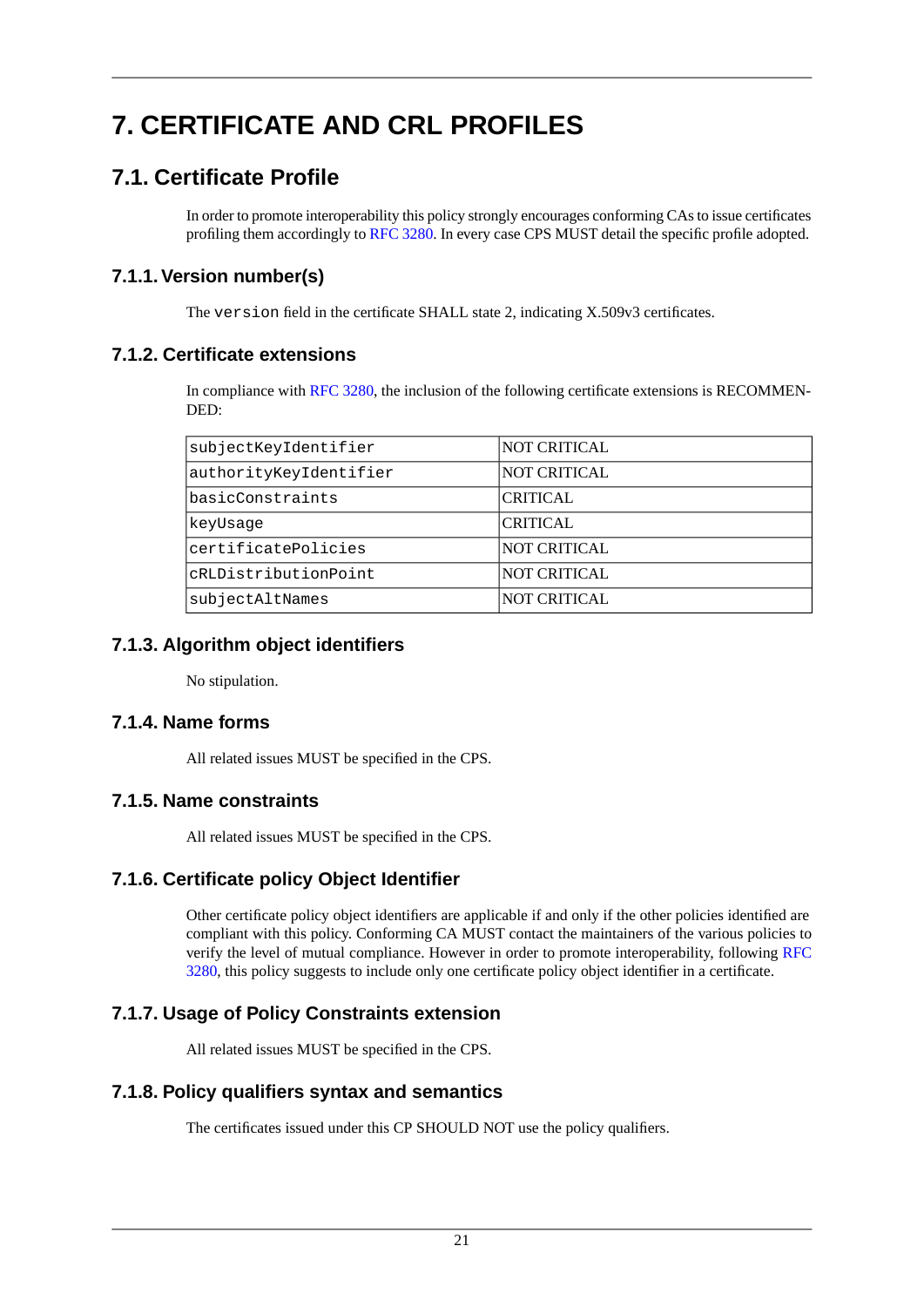# 7. CERTIFICATE AND CRL PROFILES

## 7.1. Certificate Profile

In order to promote interoperability this policy strongly encourages conforming CAs to issue certificates profiling them accordingly to RFC 3280. In every case CPS MUST detail the specific profile adopted.

### 7.1.1. Version number(s)

The `version` field in the certificate SHALL state 2, indicating X.509v3 certificates.

### 7.1.2. Certificate extensions

In compliance with RFC 3280, the inclusion of the following certificate extensions is RECOMMENDED:

| | |
|---|---|
| `subjectKeyIdentifier` | NOT CRITICAL |
| `authorityKeyIdentifier` | NOT CRITICAL |
| `basicConstraints` | CRITICAL |
| `keyUsage` | CRITICAL |
| `certificatePolicies` | NOT CRITICAL |
| `cRLDistributionPoint` | NOT CRITICAL |
| `subjectAltNames` | NOT CRITICAL |

### 7.1.3. Algorithm object identifiers

No stipulation.

### 7.1.4. Name forms

All related issues MUST be specified in the CPS.

### 7.1.5. Name constraints

All related issues MUST be specified in the CPS.

### 7.1.6. Certificate policy Object Identifier

Other certificate policy object identifiers are applicable if and only if the other policies identified are compliant with this policy. Conforming CA MUST contact the maintainers of the various policies to verify the level of mutual compliance. However in order to promote interoperability, following RFC 3280, this policy suggests to include only one certificate policy object identifier in a certificate.

### 7.1.7. Usage of Policy Constraints extension

All related issues MUST be specified in the CPS.

### 7.1.8. Policy qualifiers syntax and semantics

The certificates issued under this CP SHOULD NOT use the policy qualifiers.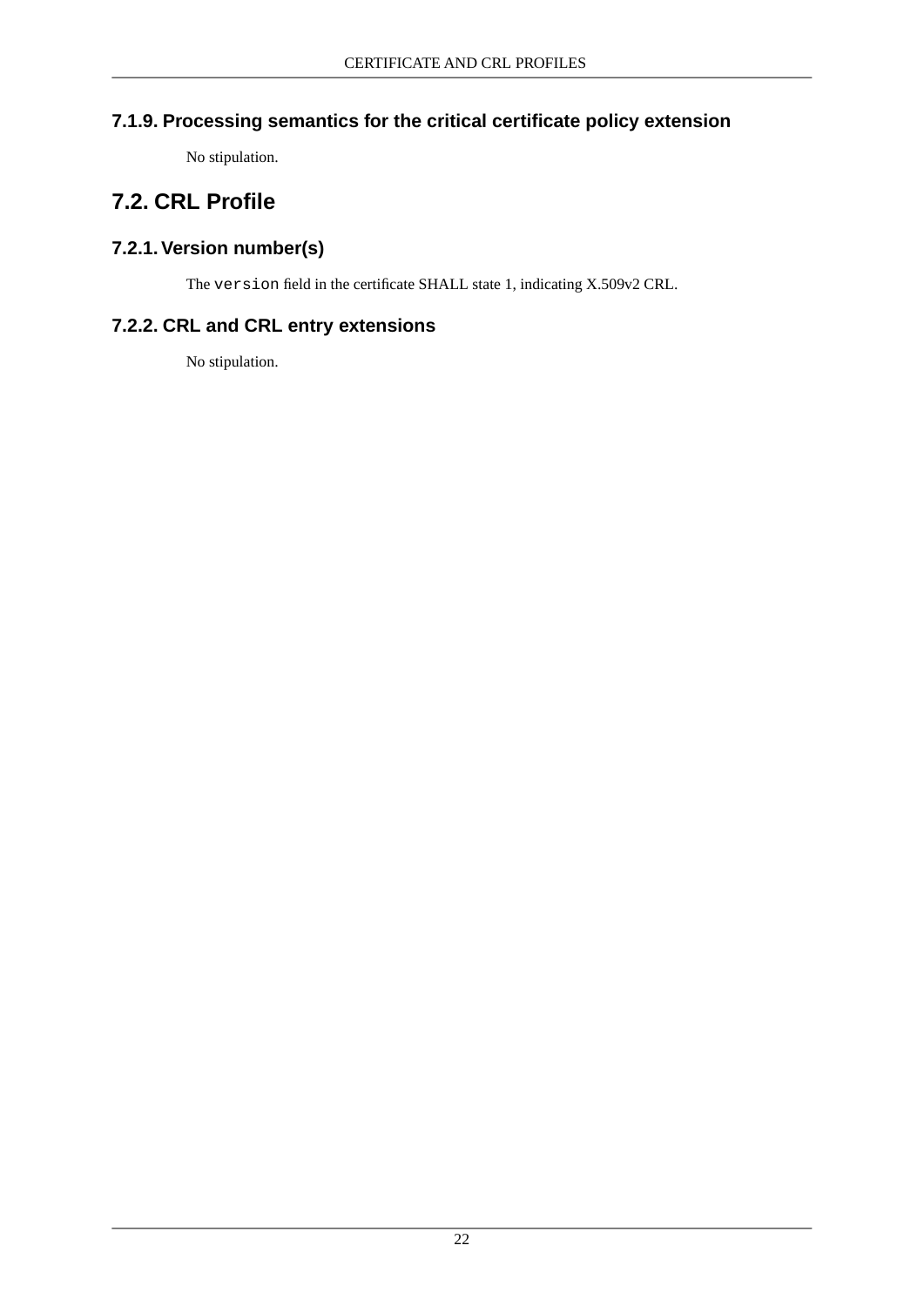### 7.1.9. Processing semantics for the critical certificate policy extension

No stipulation.

## 7.2. CRL Profile

### 7.2.1. Version number(s)

The `version` field in the certificate SHALL state 1, indicating X.509v2 CRL.

### 7.2.2. CRL and CRL entry extensions

No stipulation.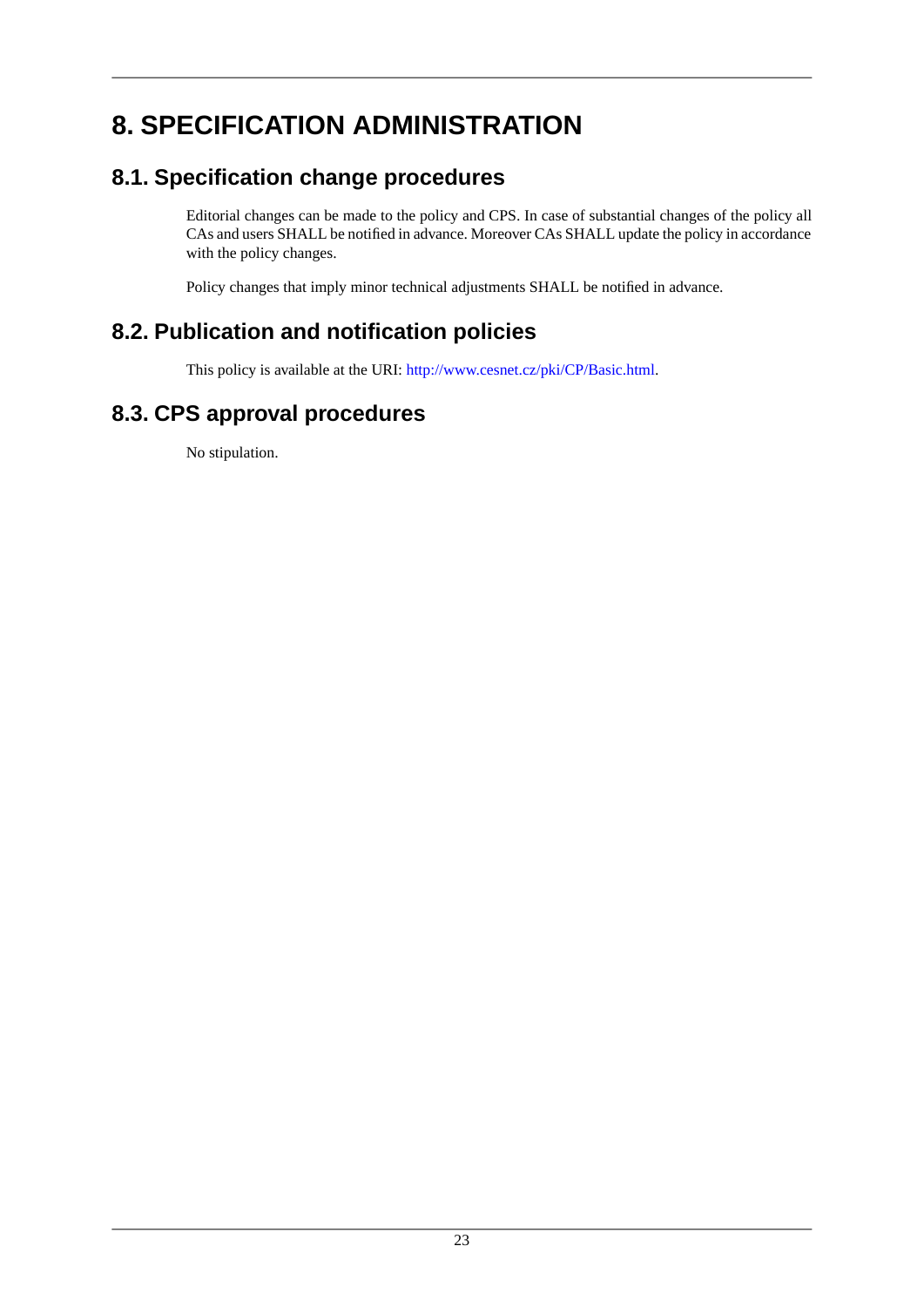# 8. SPECIFICATION ADMINISTRATION

## 8.1. Specification change procedures

Editorial changes can be made to the policy and CPS. In case of substantial changes of the policy all CAs and users SHALL be notified in advance. Moreover CAs SHALL update the policy in accordance with the policy changes.

Policy changes that imply minor technical adjustments SHALL be notified in advance.

## 8.2. Publication and notification policies

This policy is available at the URI: http://www.cesnet.cz/pki/CP/Basic.html.

## 8.3. CPS approval procedures

No stipulation.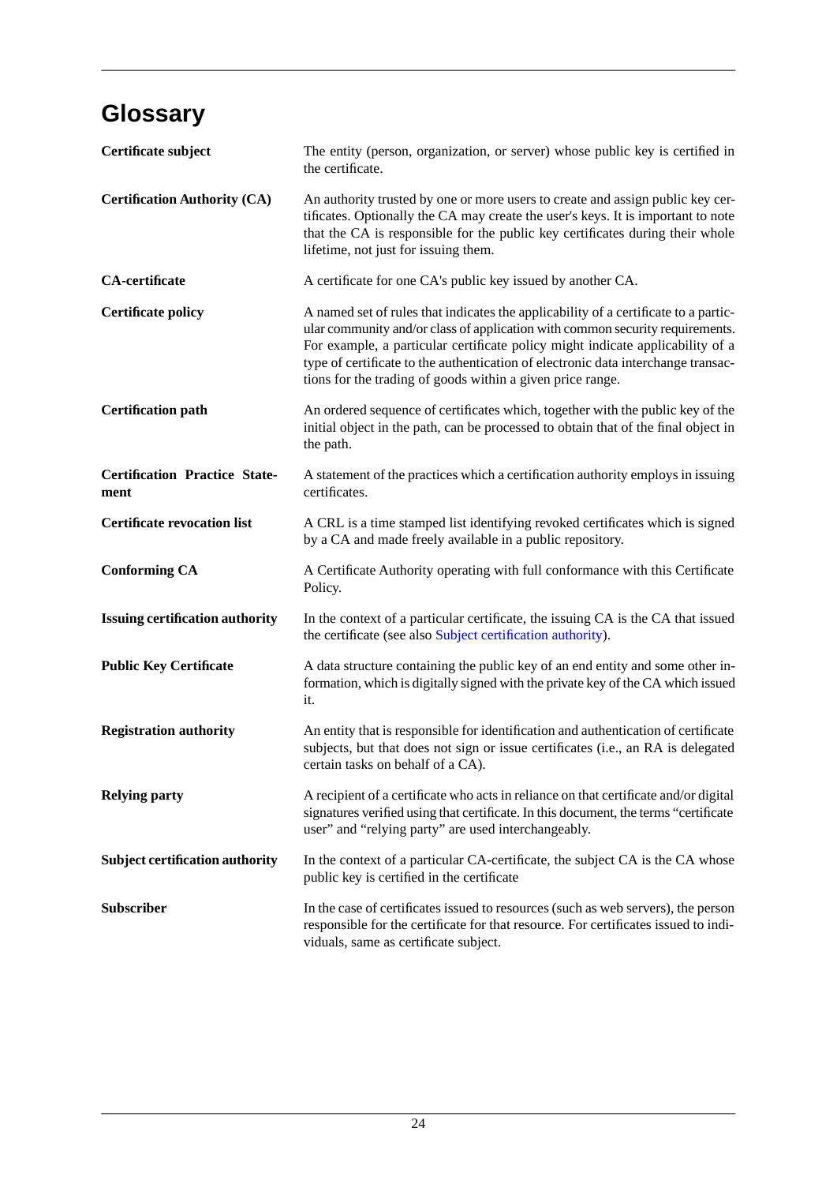# Glossary

**Certificate subject**

The entity (person, organization, or server) whose public key is certified in the certificate.

**Certification Authority (CA)**

An authority trusted by one or more users to create and assign public key certificates. Optionally the CA may create the user's keys. It is important to note that the CA is responsible for the public key certificates during their whole lifetime, not just for issuing them.

**CA-certificate**

A certificate for one CA's public key issued by another CA.

**Certificate policy**

A named set of rules that indicates the applicability of a certificate to a particular community and/or class of application with common security requirements. For example, a particular certificate policy might indicate applicability of a type of certificate to the authentication of electronic data interchange transactions for the trading of goods within a given price range.

**Certification path**

An ordered sequence of certificates which, together with the public key of the initial object in the path, can be processed to obtain that of the final object in the path.

**Certification Practice Statement**

A statement of the practices which a certification authority employs in issuing certificates.

**Certificate revocation list**

A CRL is a time stamped list identifying revoked certificates which is signed by a CA and made freely available in a public repository.

**Conforming CA**

A Certificate Authority operating with full conformance with this Certificate Policy.

**Issuing certification authority**

In the context of a particular certificate, the issuing CA is the CA that issued the certificate (see also Subject certification authority).

**Public Key Certificate**

A data structure containing the public key of an end entity and some other information, which is digitally signed with the private key of the CA which issued it.

**Registration authority**

An entity that is responsible for identification and authentication of certificate subjects, but that does not sign or issue certificates (i.e., an RA is delegated certain tasks on behalf of a CA).

**Relying party**

A recipient of a certificate who acts in reliance on that certificate and/or digital signatures verified using that certificate. In this document, the terms "certificate user" and "relying party" are used interchangeably.

**Subject certification authority**

In the context of a particular CA-certificate, the subject CA is the CA whose public key is certified in the certificate

**Subscriber**

In the case of certificates issued to resources (such as web servers), the person responsible for the certificate for that resource. For certificates issued to individuals, same as certificate subject.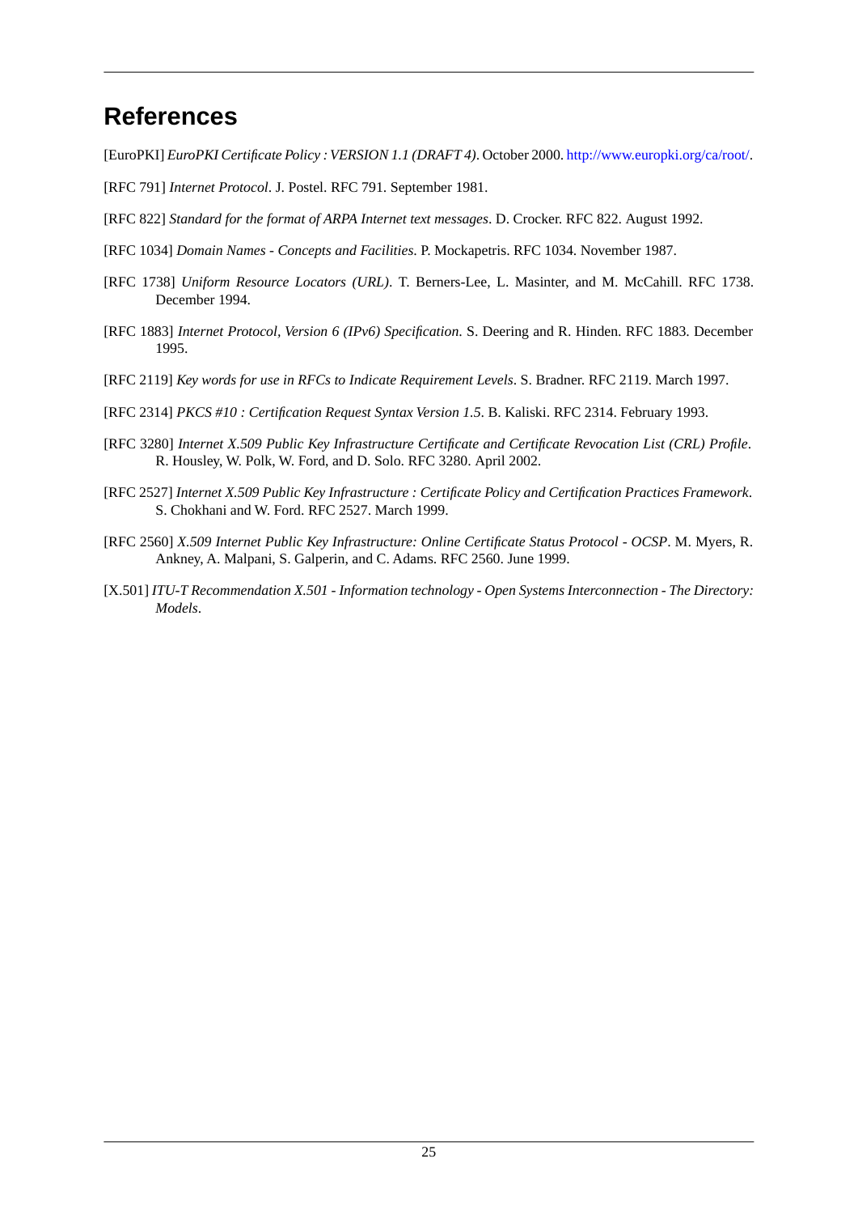# References

[EuroPKI] *EuroPKI Certificate Policy : VERSION 1.1 (DRAFT 4)*. October 2000. http://www.europki.org/ca/root/.

[RFC 791] *Internet Protocol*. J. Postel. RFC 791. September 1981.

[RFC 822] *Standard for the format of ARPA Internet text messages*. D. Crocker. RFC 822. August 1992.

[RFC 1034] *Domain Names - Concepts and Facilities*. P. Mockapetris. RFC 1034. November 1987.

[RFC 1738] *Uniform Resource Locators (URL)*. T. Berners-Lee, L. Masinter, and M. McCahill. RFC 1738. December 1994.

[RFC 1883] *Internet Protocol, Version 6 (IPv6) Specification*. S. Deering and R. Hinden. RFC 1883. December 1995.

[RFC 2119] *Key words for use in RFCs to Indicate Requirement Levels*. S. Bradner. RFC 2119. March 1997.

[RFC 2314] *PKCS #10 : Certification Request Syntax Version 1.5*. B. Kaliski. RFC 2314. February 1993.

[RFC 3280] *Internet X.509 Public Key Infrastructure Certificate and Certificate Revocation List (CRL) Profile*. R. Housley, W. Polk, W. Ford, and D. Solo. RFC 3280. April 2002.

[RFC 2527] *Internet X.509 Public Key Infrastructure : Certificate Policy and Certification Practices Framework*. S. Chokhani and W. Ford. RFC 2527. March 1999.

[RFC 2560] *X.509 Internet Public Key Infrastructure: Online Certificate Status Protocol - OCSP*. M. Myers, R. Ankney, A. Malpani, S. Galperin, and C. Adams. RFC 2560. June 1999.

[X.501] *ITU-T Recommendation X.501 - Information technology - Open Systems Interconnection - The Directory: Models*.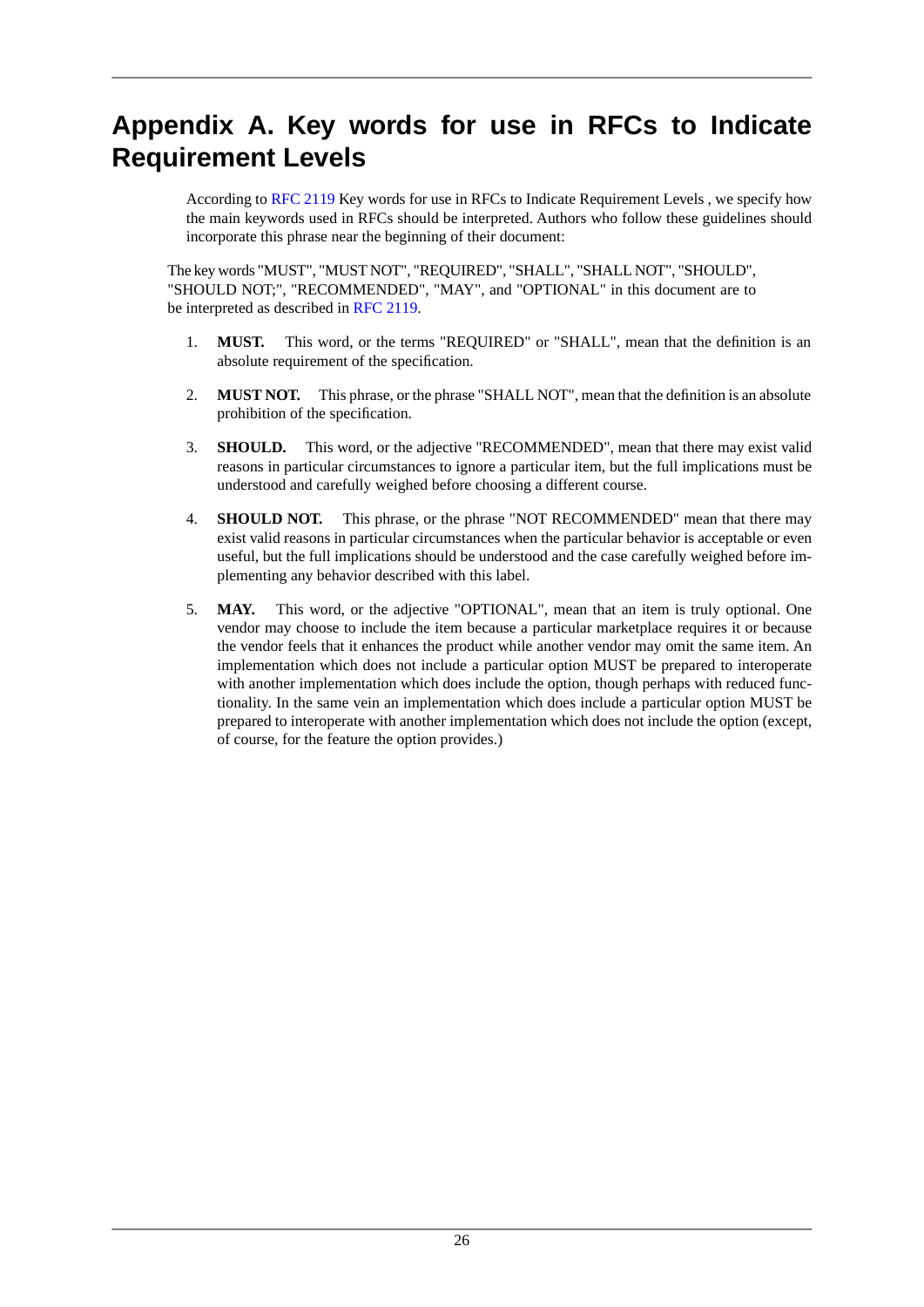# Appendix A. Key words for use in RFCs to Indicate Requirement Levels

According to RFC 2119 Key words for use in RFCs to Indicate Requirement Levels , we specify how the main keywords used in RFCs should be interpreted. Authors who follow these guidelines should incorporate this phrase near the beginning of their document:

The key words "MUST", "MUST NOT", "REQUIRED", "SHALL", "SHALL NOT", "SHOULD", "SHOULD NOT;", "RECOMMENDED", "MAY", and "OPTIONAL" in this document are to be interpreted as described in RFC 2119.

1. **MUST.** This word, or the terms "REQUIRED" or "SHALL", mean that the definition is an absolute requirement of the specification.

2. **MUST NOT.** This phrase, or the phrase "SHALL NOT", mean that the definition is an absolute prohibition of the specification.

3. **SHOULD.** This word, or the adjective "RECOMMENDED", mean that there may exist valid reasons in particular circumstances to ignore a particular item, but the full implications must be understood and carefully weighed before choosing a different course.

4. **SHOULD NOT.** This phrase, or the phrase "NOT RECOMMENDED" mean that there may exist valid reasons in particular circumstances when the particular behavior is acceptable or even useful, but the full implications should be understood and the case carefully weighed before implementing any behavior described with this label.

5. **MAY.** This word, or the adjective "OPTIONAL", mean that an item is truly optional. One vendor may choose to include the item because a particular marketplace requires it or because the vendor feels that it enhances the product while another vendor may omit the same item. An implementation which does not include a particular option MUST be prepared to interoperate with another implementation which does include the option, though perhaps with reduced functionality. In the same vein an implementation which does include a particular option MUST be prepared to interoperate with another implementation which does not include the option (except, of course, for the feature the option provides.)